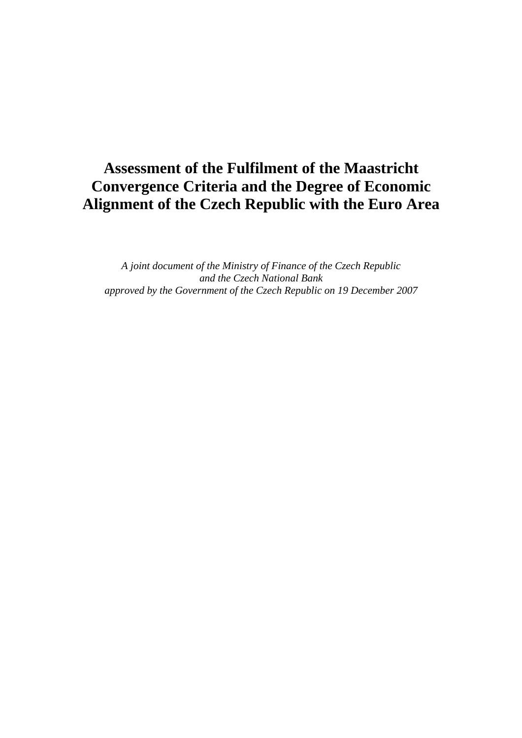# Assessment of the Fulfilment of the Maastricht Convergence Criteria and the Degree of Economic Alignment of the Czech Republic with the Euro Area

*A joint document of the Ministry of Finance of the Czech Republic and the Czech National Bank approved by the Government of the Czech Republic on 19 December 2007*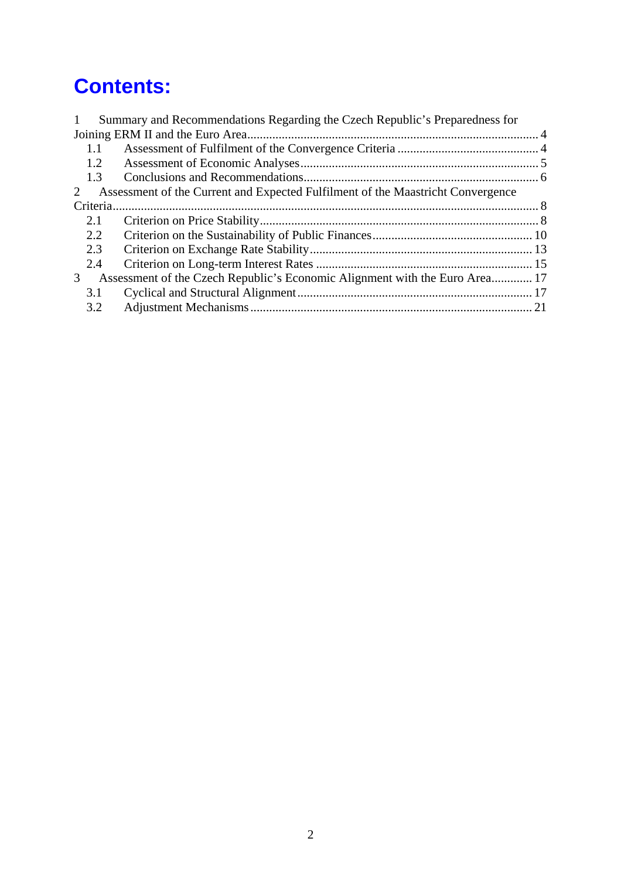# Contents:

1 Summary and Recommendations Regarding the Czech Republic's Preparedness for Joining ERM II and the Euro Area ........ 4
- 1.1 Assessment of Fulfilment of the Convergence Criteria ........ 4
- 1.2 Assessment of Economic Analyses ........ 5
- 1.3 Conclusions and Recommendations ........ 6

2 Assessment of the Current and Expected Fulfilment of the Maastricht Convergence Criteria ........ 8
- 2.1 Criterion on Price Stability ........ 8
- 2.2 Criterion on the Sustainability of Public Finances ........ 10
- 2.3 Criterion on Exchange Rate Stability ........ 13
- 2.4 Criterion on Long-term Interest Rates ........ 15

3 Assessment of the Czech Republic's Economic Alignment with the Euro Area ........ 17
- 3.1 Cyclical and Structural Alignment ........ 17
- 3.2 Adjustment Mechanisms ........ 21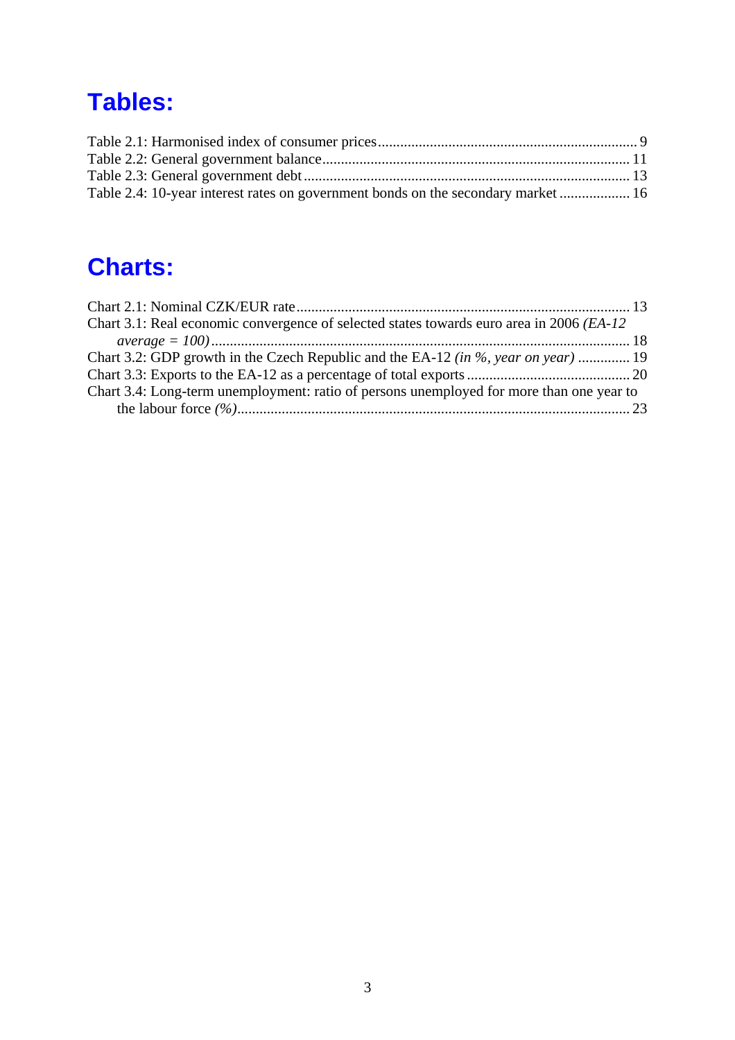# Tables:

Table 2.1: Harmonised index of consumer prices ........................................................................ 9
Table 2.2: General government balance ..................................................................................... 11
Table 2.3: General government debt ......................................................................................... 13
Table 2.4: 10-year interest rates on government bonds on the secondary market .................. 16

# Charts:

Chart 2.1: Nominal CZK/EUR rate ........................................................................................... 13
Chart 3.1: Real economic convergence of selected states towards euro area in 2006 *(EA-12 average = 100)* ........................................................................................................................ 18
Chart 3.2: GDP growth in the Czech Republic and the EA-12 *(in %, year on year)* ............. 19
Chart 3.3: Exports to the EA-12 as a percentage of total exports ............................................ 20
Chart 3.4: Long-term unemployment: ratio of persons unemployed for more than one year to the labour force *(%)* .............................................................................................................. 23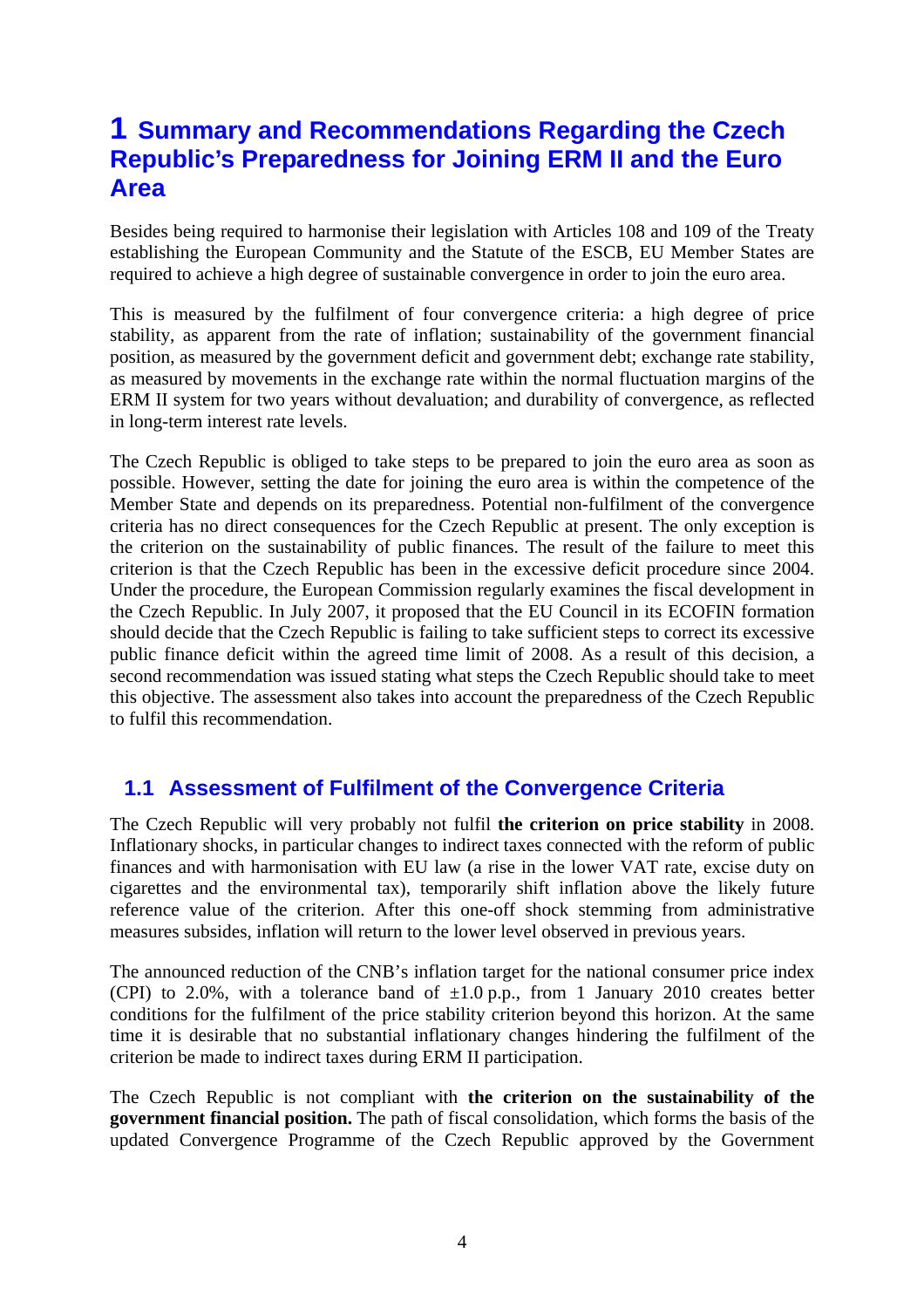# 1 Summary and Recommendations Regarding the Czech Republic's Preparedness for Joining ERM II and the Euro Area

Besides being required to harmonise their legislation with Articles 108 and 109 of the Treaty establishing the European Community and the Statute of the ESCB, EU Member States are required to achieve a high degree of sustainable convergence in order to join the euro area.

This is measured by the fulfilment of four convergence criteria: a high degree of price stability, as apparent from the rate of inflation; sustainability of the government financial position, as measured by the government deficit and government debt; exchange rate stability, as measured by movements in the exchange rate within the normal fluctuation margins of the ERM II system for two years without devaluation; and durability of convergence, as reflected in long-term interest rate levels.

The Czech Republic is obliged to take steps to be prepared to join the euro area as soon as possible. However, setting the date for joining the euro area is within the competence of the Member State and depends on its preparedness. Potential non-fulfilment of the convergence criteria has no direct consequences for the Czech Republic at present. The only exception is the criterion on the sustainability of public finances. The result of the failure to meet this criterion is that the Czech Republic has been in the excessive deficit procedure since 2004. Under the procedure, the European Commission regularly examines the fiscal development in the Czech Republic. In July 2007, it proposed that the EU Council in its ECOFIN formation should decide that the Czech Republic is failing to take sufficient steps to correct its excessive public finance deficit within the agreed time limit of 2008. As a result of this decision, a second recommendation was issued stating what steps the Czech Republic should take to meet this objective. The assessment also takes into account the preparedness of the Czech Republic to fulfil this recommendation.

## 1.1 Assessment of Fulfilment of the Convergence Criteria

The Czech Republic will very probably not fulfil **the criterion on price stability** in 2008. Inflationary shocks, in particular changes to indirect taxes connected with the reform of public finances and with harmonisation with EU law (a rise in the lower VAT rate, excise duty on cigarettes and the environmental tax), temporarily shift inflation above the likely future reference value of the criterion. After this one-off shock stemming from administrative measures subsides, inflation will return to the lower level observed in previous years.

The announced reduction of the CNB's inflation target for the national consumer price index (CPI) to 2.0%, with a tolerance band of ±1.0 p.p., from 1 January 2010 creates better conditions for the fulfilment of the price stability criterion beyond this horizon. At the same time it is desirable that no substantial inflationary changes hindering the fulfilment of the criterion be made to indirect taxes during ERM II participation.

The Czech Republic is not compliant with **the criterion on the sustainability of the government financial position.** The path of fiscal consolidation, which forms the basis of the updated Convergence Programme of the Czech Republic approved by the Government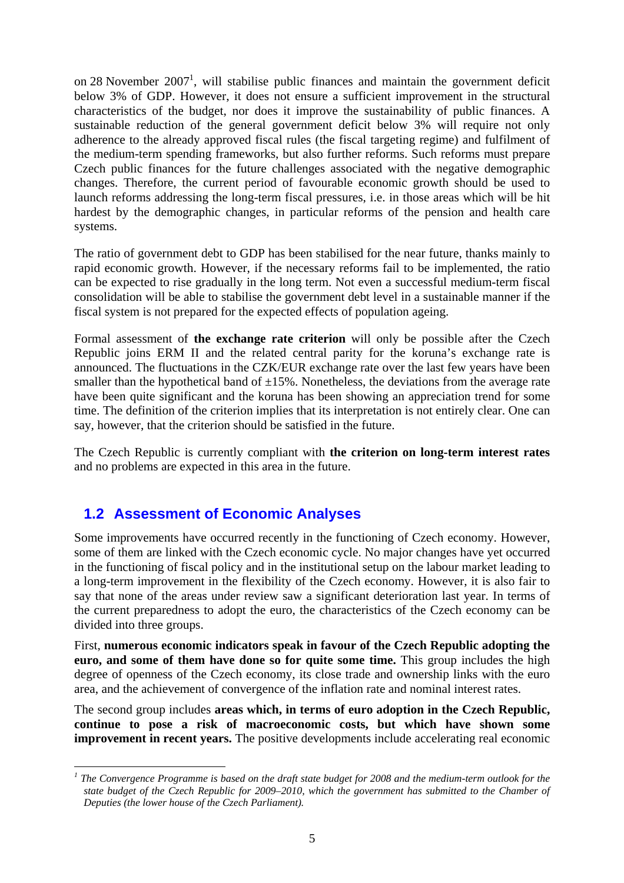on 28 November 2007[1], will stabilise public finances and maintain the government deficit below 3% of GDP. However, it does not ensure a sufficient improvement in the structural characteristics of the budget, nor does it improve the sustainability of public finances. A sustainable reduction of the general government deficit below 3% will require not only adherence to the already approved fiscal rules (the fiscal targeting regime) and fulfilment of the medium-term spending frameworks, but also further reforms. Such reforms must prepare Czech public finances for the future challenges associated with the negative demographic changes. Therefore, the current period of favourable economic growth should be used to launch reforms addressing the long-term fiscal pressures, i.e. in those areas which will be hit hardest by the demographic changes, in particular reforms of the pension and health care systems.

The ratio of government debt to GDP has been stabilised for the near future, thanks mainly to rapid economic growth. However, if the necessary reforms fail to be implemented, the ratio can be expected to rise gradually in the long term. Not even a successful medium-term fiscal consolidation will be able to stabilise the government debt level in a sustainable manner if the fiscal system is not prepared for the expected effects of population ageing.

Formal assessment of **the exchange rate criterion** will only be possible after the Czech Republic joins ERM II and the related central parity for the koruna's exchange rate is announced. The fluctuations in the CZK/EUR exchange rate over the last few years have been smaller than the hypothetical band of ±15%. Nonetheless, the deviations from the average rate have been quite significant and the koruna has been showing an appreciation trend for some time. The definition of the criterion implies that its interpretation is not entirely clear. One can say, however, that the criterion should be satisfied in the future.

The Czech Republic is currently compliant with **the criterion on long-term interest rates** and no problems are expected in this area in the future.

## 1.2 Assessment of Economic Analyses

Some improvements have occurred recently in the functioning of Czech economy. However, some of them are linked with the Czech economic cycle. No major changes have yet occurred in the functioning of fiscal policy and in the institutional setup on the labour market leading to a long-term improvement in the flexibility of the Czech economy. However, it is also fair to say that none of the areas under review saw a significant deterioration last year. In terms of the current preparedness to adopt the euro, the characteristics of the Czech economy can be divided into three groups.

First, **numerous economic indicators speak in favour of the Czech Republic adopting the euro, and some of them have done so for quite some time.** This group includes the high degree of openness of the Czech economy, its close trade and ownership links with the euro area, and the achievement of convergence of the inflation rate and nominal interest rates.

The second group includes **areas which, in terms of euro adoption in the Czech Republic, continue to pose a risk of macroeconomic costs, but which have shown some improvement in recent years.** The positive developments include accelerating real economic

---

[1] *The Convergence Programme is based on the draft state budget for 2008 and the medium-term outlook for the state budget of the Czech Republic for 2009–2010, which the government has submitted to the Chamber of Deputies (the lower house of the Czech Parliament).*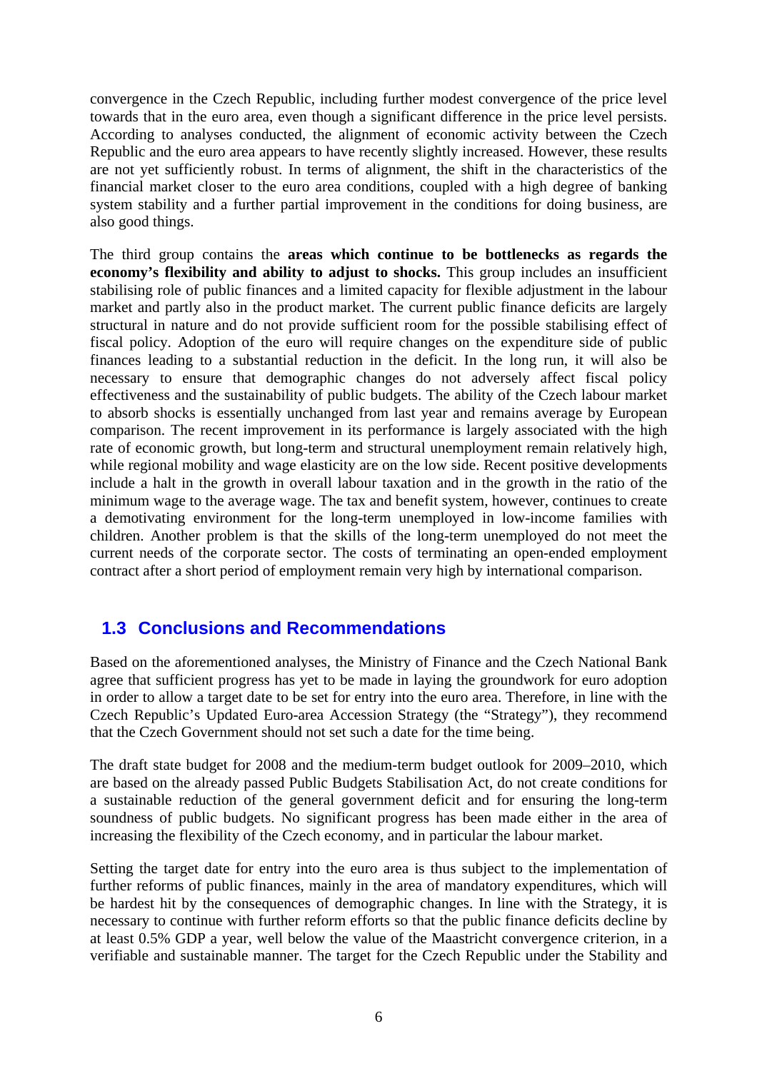convergence in the Czech Republic, including further modest convergence of the price level towards that in the euro area, even though a significant difference in the price level persists. According to analyses conducted, the alignment of economic activity between the Czech Republic and the euro area appears to have recently slightly increased. However, these results are not yet sufficiently robust. In terms of alignment, the shift in the characteristics of the financial market closer to the euro area conditions, coupled with a high degree of banking system stability and a further partial improvement in the conditions for doing business, are also good things.

The third group contains the **areas which continue to be bottlenecks as regards the economy's flexibility and ability to adjust to shocks.** This group includes an insufficient stabilising role of public finances and a limited capacity for flexible adjustment in the labour market and partly also in the product market. The current public finance deficits are largely structural in nature and do not provide sufficient room for the possible stabilising effect of fiscal policy. Adoption of the euro will require changes on the expenditure side of public finances leading to a substantial reduction in the deficit. In the long run, it will also be necessary to ensure that demographic changes do not adversely affect fiscal policy effectiveness and the sustainability of public budgets. The ability of the Czech labour market to absorb shocks is essentially unchanged from last year and remains average by European comparison. The recent improvement in its performance is largely associated with the high rate of economic growth, but long-term and structural unemployment remain relatively high, while regional mobility and wage elasticity are on the low side. Recent positive developments include a halt in the growth in overall labour taxation and in the growth in the ratio of the minimum wage to the average wage. The tax and benefit system, however, continues to create a demotivating environment for the long-term unemployed in low-income families with children. Another problem is that the skills of the long-term unemployed do not meet the current needs of the corporate sector. The costs of terminating an open-ended employment contract after a short period of employment remain very high by international comparison.

## 1.3 Conclusions and Recommendations

Based on the aforementioned analyses, the Ministry of Finance and the Czech National Bank agree that sufficient progress has yet to be made in laying the groundwork for euro adoption in order to allow a target date to be set for entry into the euro area. Therefore, in line with the Czech Republic's Updated Euro-area Accession Strategy (the "Strategy"), they recommend that the Czech Government should not set such a date for the time being.

The draft state budget for 2008 and the medium-term budget outlook for 2009–2010, which are based on the already passed Public Budgets Stabilisation Act, do not create conditions for a sustainable reduction of the general government deficit and for ensuring the long-term soundness of public budgets. No significant progress has been made either in the area of increasing the flexibility of the Czech economy, and in particular the labour market.

Setting the target date for entry into the euro area is thus subject to the implementation of further reforms of public finances, mainly in the area of mandatory expenditures, which will be hardest hit by the consequences of demographic changes. In line with the Strategy, it is necessary to continue with further reform efforts so that the public finance deficits decline by at least 0.5% GDP a year, well below the value of the Maastricht convergence criterion, in a verifiable and sustainable manner. The target for the Czech Republic under the Stability and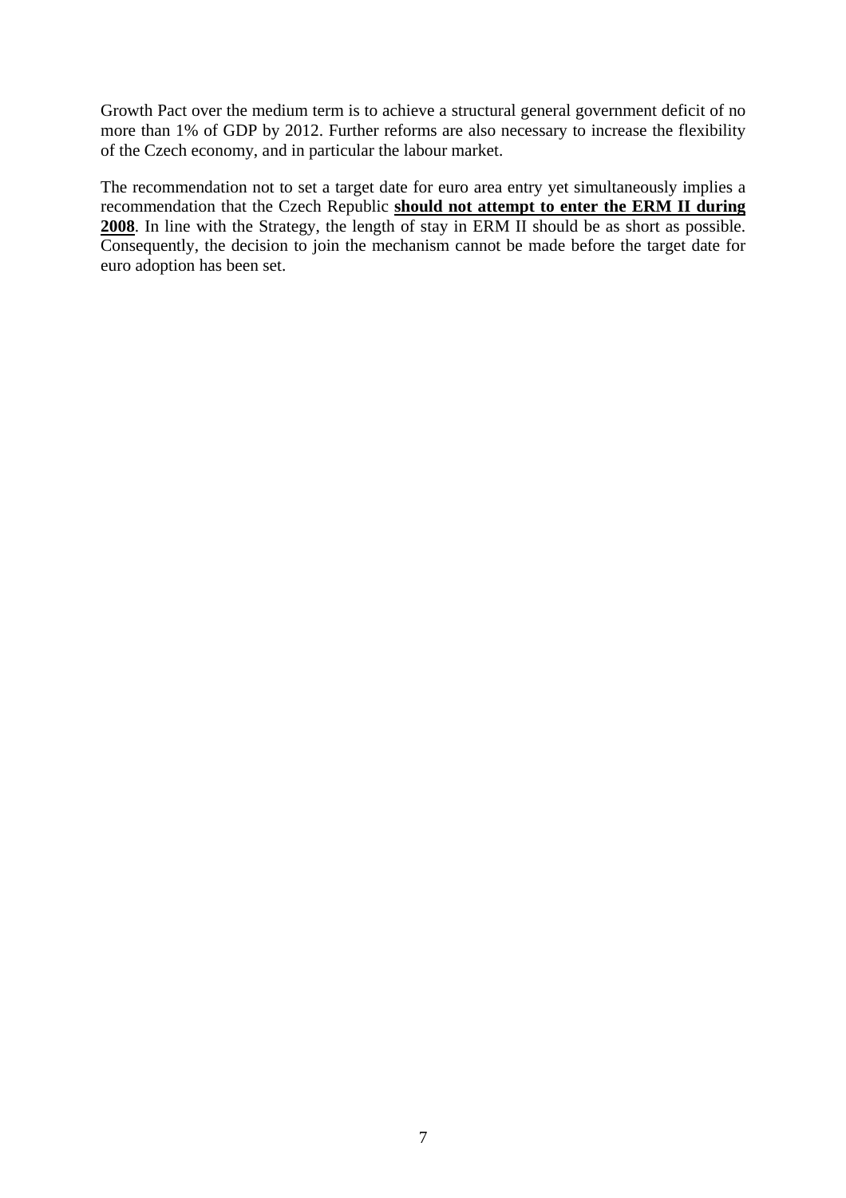Growth Pact over the medium term is to achieve a structural general government deficit of no more than 1% of GDP by 2012. Further reforms are also necessary to increase the flexibility of the Czech economy, and in particular the labour market.

The recommendation not to set a target date for euro area entry yet simultaneously implies a recommendation that the Czech Republic **should not attempt to enter the ERM II during 2008**. In line with the Strategy, the length of stay in ERM II should be as short as possible. Consequently, the decision to join the mechanism cannot be made before the target date for euro adoption has been set.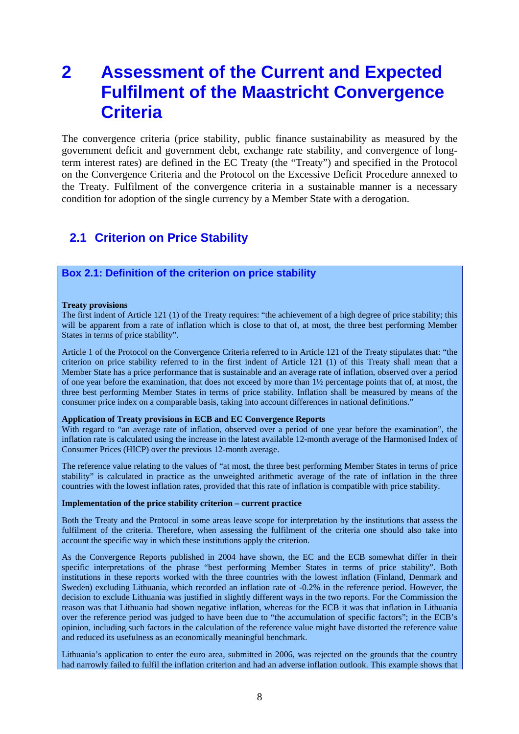# 2 Assessment of the Current and Expected Fulfilment of the Maastricht Convergence Criteria

The convergence criteria (price stability, public finance sustainability as measured by the government deficit and government debt, exchange rate stability, and convergence of long-term interest rates) are defined in the EC Treaty (the "Treaty") and specified in the Protocol on the Convergence Criteria and the Protocol on the Excessive Deficit Procedure annexed to the Treaty. Fulfilment of the convergence criteria in a sustainable manner is a necessary condition for adoption of the single currency by a Member State with a derogation.

## 2.1 Criterion on Price Stability

### Box 2.1: Definition of the criterion on price stability

**Treaty provisions**

The first indent of Article 121 (1) of the Treaty requires: "the achievement of a high degree of price stability; this will be apparent from a rate of inflation which is close to that of, at most, the three best performing Member States in terms of price stability".

Article 1 of the Protocol on the Convergence Criteria referred to in Article 121 of the Treaty stipulates that: "the criterion on price stability referred to in the first indent of Article 121 (1) of this Treaty shall mean that a Member State has a price performance that is sustainable and an average rate of inflation, observed over a period of one year before the examination, that does not exceed by more than 1½ percentage points that of, at most, the three best performing Member States in terms of price stability. Inflation shall be measured by means of the consumer price index on a comparable basis, taking into account differences in national definitions."

**Application of Treaty provisions in ECB and EC Convergence Reports**

With regard to "an average rate of inflation, observed over a period of one year before the examination", the inflation rate is calculated using the increase in the latest available 12-month average of the Harmonised Index of Consumer Prices (HICP) over the previous 12-month average.

The reference value relating to the values of "at most, the three best performing Member States in terms of price stability" is calculated in practice as the unweighted arithmetic average of the rate of inflation in the three countries with the lowest inflation rates, provided that this rate of inflation is compatible with price stability.

**Implementation of the price stability criterion – current practice**

Both the Treaty and the Protocol in some areas leave scope for interpretation by the institutions that assess the fulfilment of the criteria. Therefore, when assessing the fulfilment of the criteria one should also take into account the specific way in which these institutions apply the criterion.

As the Convergence Reports published in 2004 have shown, the EC and the ECB somewhat differ in their specific interpretations of the phrase "best performing Member States in terms of price stability". Both institutions in these reports worked with the three countries with the lowest inflation (Finland, Denmark and Sweden) excluding Lithuania, which recorded an inflation rate of -0.2% in the reference period. However, the decision to exclude Lithuania was justified in slightly different ways in the two reports. For the Commission the reason was that Lithuania had shown negative inflation, whereas for the ECB it was that inflation in Lithuania over the reference period was judged to have been due to "the accumulation of specific factors"; in the ECB's opinion, including such factors in the calculation of the reference value might have distorted the reference value and reduced its usefulness as an economically meaningful benchmark.

Lithuania's application to enter the euro area, submitted in 2006, was rejected on the grounds that the country had narrowly failed to fulfil the inflation criterion and had an adverse inflation outlook. This example shows that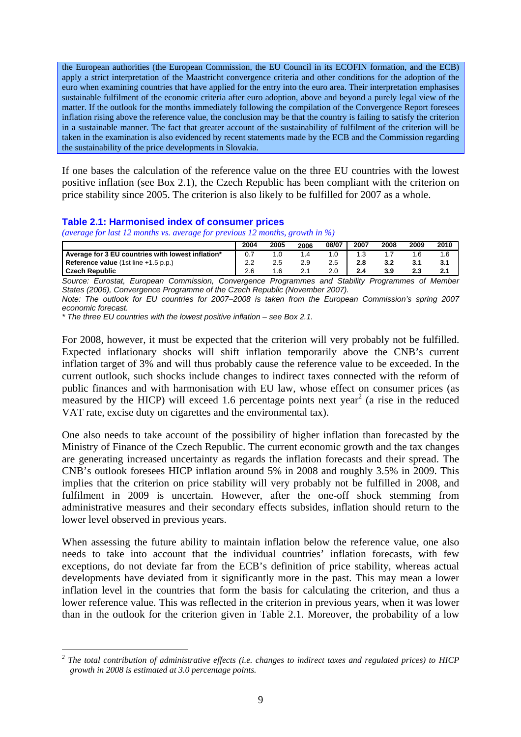the European authorities (the European Commission, the EU Council in its ECOFIN formation, and the ECB) apply a strict interpretation of the Maastricht convergence criteria and other conditions for the adoption of the euro when examining countries that have applied for the entry into the euro area. Their interpretation emphasises sustainable fulfilment of the economic criteria after euro adoption, above and beyond a purely legal view of the matter. If the outlook for the months immediately following the compilation of the Convergence Report foresees inflation rising above the reference value, the conclusion may be that the country is failing to satisfy the criterion in a sustainable manner. The fact that greater account of the sustainability of fulfilment of the criterion will be taken in the examination is also evidenced by recent statements made by the ECB and the Commission regarding the sustainability of the price developments in Slovakia.

If one bases the calculation of the reference value on the three EU countries with the lowest positive inflation (see Box 2.1), the Czech Republic has been compliant with the criterion on price stability since 2005. The criterion is also likely to be fulfilled for 2007 as a whole.

### Table 2.1: Harmonised index of consumer prices

*(average for last 12 months vs. average for previous 12 months, growth in %)*

| | 2004 | 2005 | 2006 | 08/07 | 2007 | 2008 | 2009 | 2010 |
|---|---|---|---|---|---|---|---|---|
| **Average for 3 EU countries with lowest inflation*** | 0.7 | 1.0 | 1.4 | 1.0 | 1.3 | 1.7 | 1.6 | 1.6 |
| **Reference value** (1st line +1.5 p.p.) | 2.2 | 2.5 | 2.9 | 2.5 | **2.8** | **3.2** | **3.1** | **3.1** |
| **Czech Republic** | 2.6 | 1.6 | 2.1 | 2.0 | **2.4** | **3.9** | **2.3** | **2.1** |

*Source: Eurostat, European Commission, Convergence Programmes and Stability Programmes of Member States (2006), Convergence Programme of the Czech Republic (November 2007).*

*Note: The outlook for EU countries for 2007–2008 is taken from the European Commission's spring 2007 economic forecast.*

*\* The three EU countries with the lowest positive inflation – see Box 2.1.*

For 2008, however, it must be expected that the criterion will very probably not be fulfilled. Expected inflationary shocks will shift inflation temporarily above the CNB's current inflation target of 3% and will thus probably cause the reference value to be exceeded. In the current outlook, such shocks include changes to indirect taxes connected with the reform of public finances and with harmonisation with EU law, whose effect on consumer prices (as measured by the HICP) will exceed 1.6 percentage points next year[2] (a rise in the reduced VAT rate, excise duty on cigarettes and the environmental tax).

One also needs to take account of the possibility of higher inflation than forecasted by the Ministry of Finance of the Czech Republic. The current economic growth and the tax changes are generating increased uncertainty as regards the inflation forecasts and their spread. The CNB's outlook foresees HICP inflation around 5% in 2008 and roughly 3.5% in 2009. This implies that the criterion on price stability will very probably not be fulfilled in 2008, and fulfilment in 2009 is uncertain. However, after the one-off shock stemming from administrative measures and their secondary effects subsides, inflation should return to the lower level observed in previous years.

When assessing the future ability to maintain inflation below the reference value, one also needs to take into account that the individual countries' inflation forecasts, with few exceptions, do not deviate far from the ECB's definition of price stability, whereas actual developments have deviated from it significantly more in the past. This may mean a lower inflation level in the countries that form the basis for calculating the criterion, and thus a lower reference value. This was reflected in the criterion in previous years, when it was lower than in the outlook for the criterion given in Table 2.1. Moreover, the probability of a low

---

[2] *The total contribution of administrative effects (i.e. changes to indirect taxes and regulated prices) to HICP growth in 2008 is estimated at 3.0 percentage points.*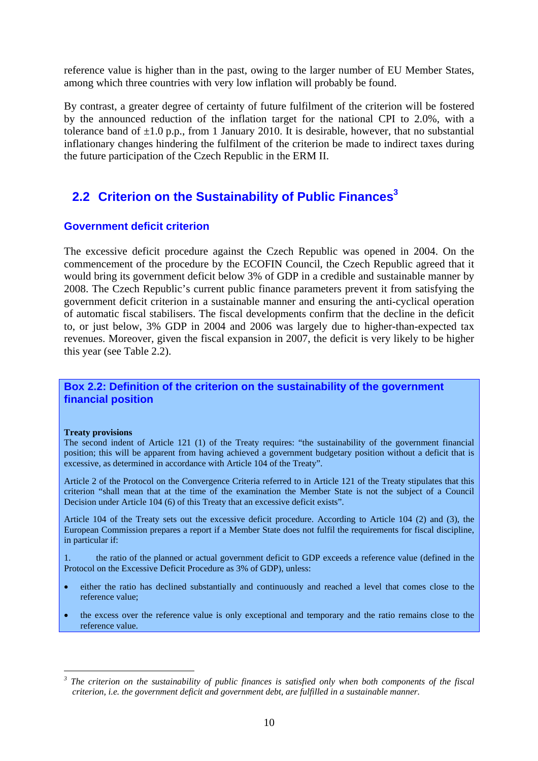reference value is higher than in the past, owing to the larger number of EU Member States, among which three countries with very low inflation will probably be found.

By contrast, a greater degree of certainty of future fulfilment of the criterion will be fostered by the announced reduction of the inflation target for the national CPI to 2.0%, with a tolerance band of ±1.0 p.p., from 1 January 2010. It is desirable, however, that no substantial inflationary changes hindering the fulfilment of the criterion be made to indirect taxes during the future participation of the Czech Republic in the ERM II.

## 2.2 Criterion on the Sustainability of Public Finances[3]

### Government deficit criterion

The excessive deficit procedure against the Czech Republic was opened in 2004. On the commencement of the procedure by the ECOFIN Council, the Czech Republic agreed that it would bring its government deficit below 3% of GDP in a credible and sustainable manner by 2008. The Czech Republic's current public finance parameters prevent it from satisfying the government deficit criterion in a sustainable manner and ensuring the anti-cyclical operation of automatic fiscal stabilisers. The fiscal developments confirm that the decline in the deficit to, or just below, 3% GDP in 2004 and 2006 was largely due to higher-than-expected tax revenues. Moreover, given the fiscal expansion in 2007, the deficit is very likely to be higher this year (see Table 2.2).

### Box 2.2: Definition of the criterion on the sustainability of the government financial position

**Treaty provisions**

The second indent of Article 121 (1) of the Treaty requires: "the sustainability of the government financial position; this will be apparent from having achieved a government budgetary position without a deficit that is excessive, as determined in accordance with Article 104 of the Treaty".

Article 2 of the Protocol on the Convergence Criteria referred to in Article 121 of the Treaty stipulates that this criterion "shall mean that at the time of the examination the Member State is not the subject of a Council Decision under Article 104 (6) of this Treaty that an excessive deficit exists".

Article 104 of the Treaty sets out the excessive deficit procedure. According to Article 104 (2) and (3), the European Commission prepares a report if a Member State does not fulfil the requirements for fiscal discipline, in particular if:

1. the ratio of the planned or actual government deficit to GDP exceeds a reference value (defined in the Protocol on the Excessive Deficit Procedure as 3% of GDP), unless:

- either the ratio has declined substantially and continuously and reached a level that comes close to the reference value;
- the excess over the reference value is only exceptional and temporary and the ratio remains close to the reference value.

---

[3] *The criterion on the sustainability of public finances is satisfied only when both components of the fiscal criterion, i.e. the government deficit and government debt, are fulfilled in a sustainable manner.*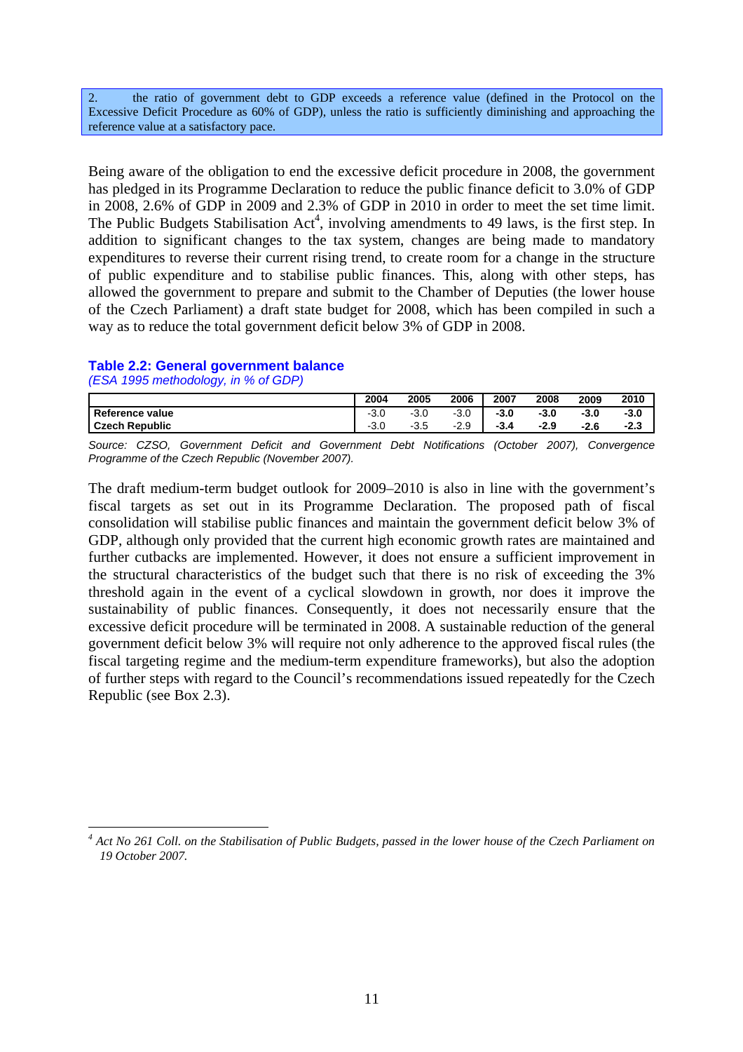2. the ratio of government debt to GDP exceeds a reference value (defined in the Protocol on the Excessive Deficit Procedure as 60% of GDP), unless the ratio is sufficiently diminishing and approaching the reference value at a satisfactory pace.

Being aware of the obligation to end the excessive deficit procedure in 2008, the government has pledged in its Programme Declaration to reduce the public finance deficit to 3.0% of GDP in 2008, 2.6% of GDP in 2009 and 2.3% of GDP in 2010 in order to meet the set time limit. The Public Budgets Stabilisation Act[4], involving amendments to 49 laws, is the first step. In addition to significant changes to the tax system, changes are being made to mandatory expenditures to reverse their current rising trend, to create room for a change in the structure of public expenditure and to stabilise public finances. This, along with other steps, has allowed the government to prepare and submit to the Chamber of Deputies (the lower house of the Czech Parliament) a draft state budget for 2008, which has been compiled in such a way as to reduce the total government deficit below 3% of GDP in 2008.

**Table 2.2: General government balance**

*(ESA 1995 methodology, in % of GDP)*

| | 2004 | 2005 | 2006 | 2007 | 2008 | 2009 | 2010 |
|---|---|---|---|---|---|---|---|
| **Reference value** | -3.0 | -3.0 | -3.0 | **-3.0** | **-3.0** | **-3.0** | **-3.0** |
| **Czech Republic** | -3.0 | -3.5 | -2.9 | **-3.4** | **-2.9** | **-2.6** | **-2.3** |

*Source: CZSO, Government Deficit and Government Debt Notifications (October 2007), Convergence Programme of the Czech Republic (November 2007).*

The draft medium-term budget outlook for 2009–2010 is also in line with the government's fiscal targets as set out in its Programme Declaration. The proposed path of fiscal consolidation will stabilise public finances and maintain the government deficit below 3% of GDP, although only provided that the current high economic growth rates are maintained and further cutbacks are implemented. However, it does not ensure a sufficient improvement in the structural characteristics of the budget such that there is no risk of exceeding the 3% threshold again in the event of a cyclical slowdown in growth, nor does it improve the sustainability of public finances. Consequently, it does not necessarily ensure that the excessive deficit procedure will be terminated in 2008. A sustainable reduction of the general government deficit below 3% will require not only adherence to the approved fiscal rules (the fiscal targeting regime and the medium-term expenditure frameworks), but also the adoption of further steps with regard to the Council's recommendations issued repeatedly for the Czech Republic (see Box 2.3).

[4] *Act No 261 Coll. on the Stabilisation of Public Budgets, passed in the lower house of the Czech Parliament on 19 October 2007.*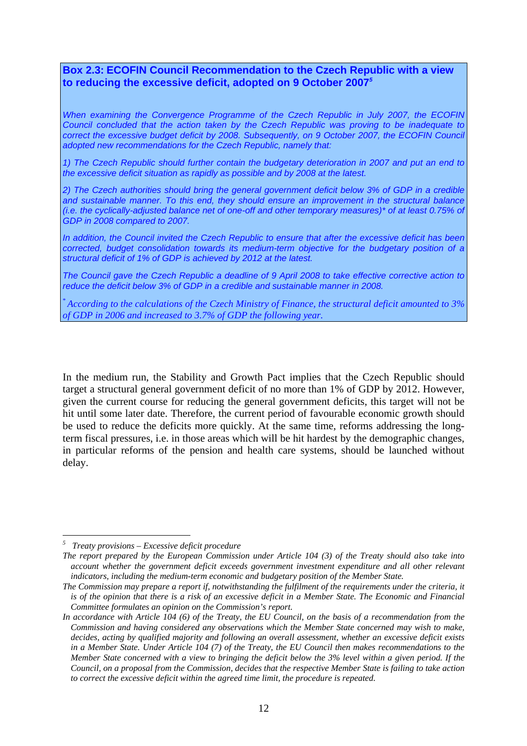**Box 2.3: ECOFIN Council Recommendation to the Czech Republic with a view to reducing the excessive deficit, adopted on 9 October 2007[5]**

*When examining the Convergence Programme of the Czech Republic in July 2007, the ECOFIN Council concluded that the action taken by the Czech Republic was proving to be inadequate to correct the excessive budget deficit by 2008. Subsequently, on 9 October 2007, the ECOFIN Council adopted new recommendations for the Czech Republic, namely that:*

*1) The Czech Republic should further contain the budgetary deterioration in 2007 and put an end to the excessive deficit situation as rapidly as possible and by 2008 at the latest.*

*2) The Czech authorities should bring the general government deficit below 3% of GDP in a credible and sustainable manner. To this end, they should ensure an improvement in the structural balance (i.e. the cyclically-adjusted balance net of one-off and other temporary measures)* of at least 0.75% of GDP in 2008 compared to 2007.*

*In addition, the Council invited the Czech Republic to ensure that after the excessive deficit has been corrected, budget consolidation towards its medium-term objective for the budgetary position of a structural deficit of 1% of GDP is achieved by 2012 at the latest.*

*The Council gave the Czech Republic a deadline of 9 April 2008 to take effective corrective action to reduce the deficit below 3% of GDP in a credible and sustainable manner in 2008.*

*[*] According to the calculations of the Czech Ministry of Finance, the structural deficit amounted to 3% of GDP in 2006 and increased to 3.7% of GDP the following year.*

In the medium run, the Stability and Growth Pact implies that the Czech Republic should target a structural general government deficit of no more than 1% of GDP by 2012. However, given the current course for reducing the general government deficits, this target will not be hit until some later date. Therefore, the current period of favourable economic growth should be used to reduce the deficits more quickly. At the same time, reforms addressing the long-term fiscal pressures, i.e. in those areas which will be hit hardest by the demographic changes, in particular reforms of the pension and health care systems, should be launched without delay.

---

[5] *Treaty provisions – Excessive deficit procedure*

*The report prepared by the European Commission under Article 104 (3) of the Treaty should also take into account whether the government deficit exceeds government investment expenditure and all other relevant indicators, including the medium-term economic and budgetary position of the Member State.*

*The Commission may prepare a report if, notwithstanding the fulfilment of the requirements under the criteria, it is of the opinion that there is a risk of an excessive deficit in a Member State. The Economic and Financial Committee formulates an opinion on the Commission's report.*

*In accordance with Article 104 (6) of the Treaty, the EU Council, on the basis of a recommendation from the Commission and having considered any observations which the Member State concerned may wish to make, decides, acting by qualified majority and following an overall assessment, whether an excessive deficit exists in a Member State. Under Article 104 (7) of the Treaty, the EU Council then makes recommendations to the Member State concerned with a view to bringing the deficit below the 3% level within a given period. If the Council, on a proposal from the Commission, decides that the respective Member State is failing to take action to correct the excessive deficit within the agreed time limit, the procedure is repeated.*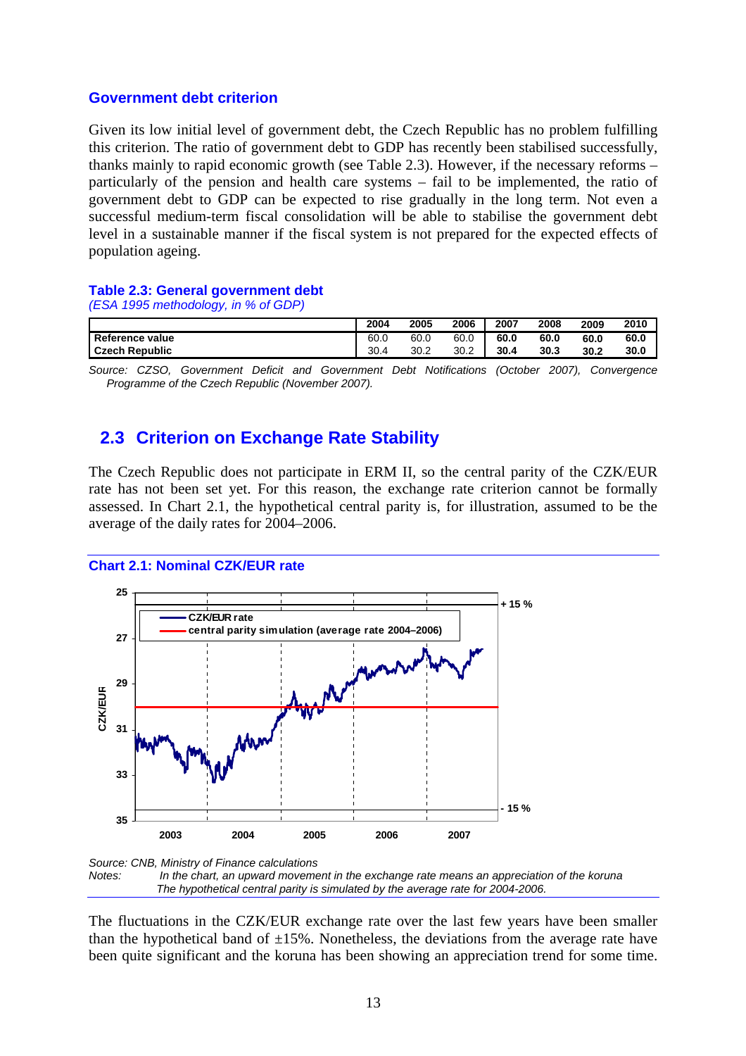### Government debt criterion

Given its low initial level of government debt, the Czech Republic has no problem fulfilling this criterion. The ratio of government debt to GDP has recently been stabilised successfully, thanks mainly to rapid economic growth (see Table 2.3). However, if the necessary reforms – particularly of the pension and health care systems – fail to be implemented, the ratio of government debt to GDP can be expected to rise gradually in the long term. Not even a successful medium-term fiscal consolidation will be able to stabilise the government debt level in a sustainable manner if the fiscal system is not prepared for the expected effects of population ageing.

**Table 2.3: General government debt**
*(ESA 1995 methodology, in % of GDP)*

| | 2004 | 2005 | 2006 | 2007 | 2008 | 2009 | 2010 |
|---|---|---|---|---|---|---|---|
| **Reference value** | 60.0 | 60.0 | 60.0 | **60.0** | **60.0** | **60.0** | **60.0** |
| **Czech Republic** | 30.4 | 30.2 | 30.2 | **30.4** | **30.3** | **30.2** | **30.0** |

*Source: CZSO, Government Deficit and Government Debt Notifications (October 2007), Convergence Programme of the Czech Republic (November 2007).*

## 2.3 Criterion on Exchange Rate Stability

The Czech Republic does not participate in ERM II, so the central parity of the CZK/EUR rate has not been set yet. For this reason, the exchange rate criterion cannot be formally assessed. In Chart 2.1, the hypothetical central parity is, for illustration, assumed to be the average of the daily rates for 2004–2006.

**Chart 2.1: Nominal CZK/EUR rate**

*Source: CNB, Ministry of Finance calculations*
*Notes: In the chart, an upward movement in the exchange rate means an appreciation of the koruna*
*The hypothetical central parity is simulated by the average rate for 2004-2006.*

The fluctuations in the CZK/EUR exchange rate over the last few years have been smaller than the hypothetical band of ±15%. Nonetheless, the deviations from the average rate have been quite significant and the koruna has been showing an appreciation trend for some time.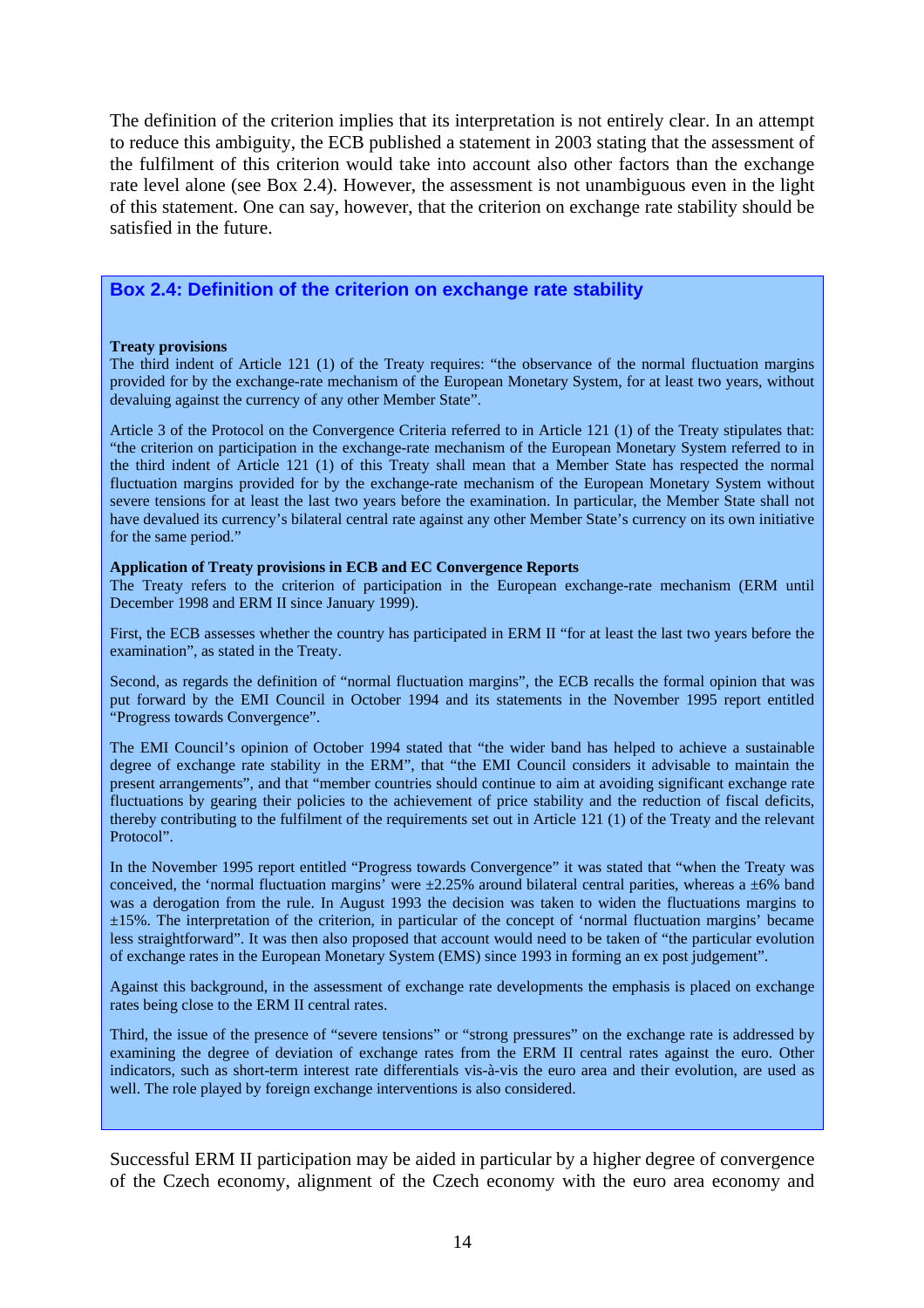The definition of the criterion implies that its interpretation is not entirely clear. In an attempt to reduce this ambiguity, the ECB published a statement in 2003 stating that the assessment of the fulfilment of this criterion would take into account also other factors than the exchange rate level alone (see Box 2.4). However, the assessment is not unambiguous even in the light of this statement. One can say, however, that the criterion on exchange rate stability should be satisfied in the future.

### Box 2.4: Definition of the criterion on exchange rate stability

**Treaty provisions**

The third indent of Article 121 (1) of the Treaty requires: "the observance of the normal fluctuation margins provided for by the exchange-rate mechanism of the European Monetary System, for at least two years, without devaluing against the currency of any other Member State".

Article 3 of the Protocol on the Convergence Criteria referred to in Article 121 (1) of the Treaty stipulates that: "the criterion on participation in the exchange-rate mechanism of the European Monetary System referred to in the third indent of Article 121 (1) of this Treaty shall mean that a Member State has respected the normal fluctuation margins provided for by the exchange-rate mechanism of the European Monetary System without severe tensions for at least the last two years before the examination. In particular, the Member State shall not have devalued its currency's bilateral central rate against any other Member State's currency on its own initiative for the same period."

**Application of Treaty provisions in ECB and EC Convergence Reports**

The Treaty refers to the criterion of participation in the European exchange-rate mechanism (ERM until December 1998 and ERM II since January 1999).

First, the ECB assesses whether the country has participated in ERM II "for at least the last two years before the examination", as stated in the Treaty.

Second, as regards the definition of "normal fluctuation margins", the ECB recalls the formal opinion that was put forward by the EMI Council in October 1994 and its statements in the November 1995 report entitled "Progress towards Convergence".

The EMI Council's opinion of October 1994 stated that "the wider band has helped to achieve a sustainable degree of exchange rate stability in the ERM", that "the EMI Council considers it advisable to maintain the present arrangements", and that "member countries should continue to aim at avoiding significant exchange rate fluctuations by gearing their policies to the achievement of price stability and the reduction of fiscal deficits, thereby contributing to the fulfilment of the requirements set out in Article 121 (1) of the Treaty and the relevant Protocol".

In the November 1995 report entitled "Progress towards Convergence" it was stated that "when the Treaty was conceived, the 'normal fluctuation margins' were ±2.25% around bilateral central parities, whereas a ±6% band was a derogation from the rule. In August 1993 the decision was taken to widen the fluctuations margins to ±15%. The interpretation of the criterion, in particular of the concept of 'normal fluctuation margins' became less straightforward". It was then also proposed that account would need to be taken of "the particular evolution of exchange rates in the European Monetary System (EMS) since 1993 in forming an ex post judgement".

Against this background, in the assessment of exchange rate developments the emphasis is placed on exchange rates being close to the ERM II central rates.

Third, the issue of the presence of "severe tensions" or "strong pressures" on the exchange rate is addressed by examining the degree of deviation of exchange rates from the ERM II central rates against the euro. Other indicators, such as short-term interest rate differentials vis-à-vis the euro area and their evolution, are used as well. The role played by foreign exchange interventions is also considered.

Successful ERM II participation may be aided in particular by a higher degree of convergence of the Czech economy, alignment of the Czech economy with the euro area economy and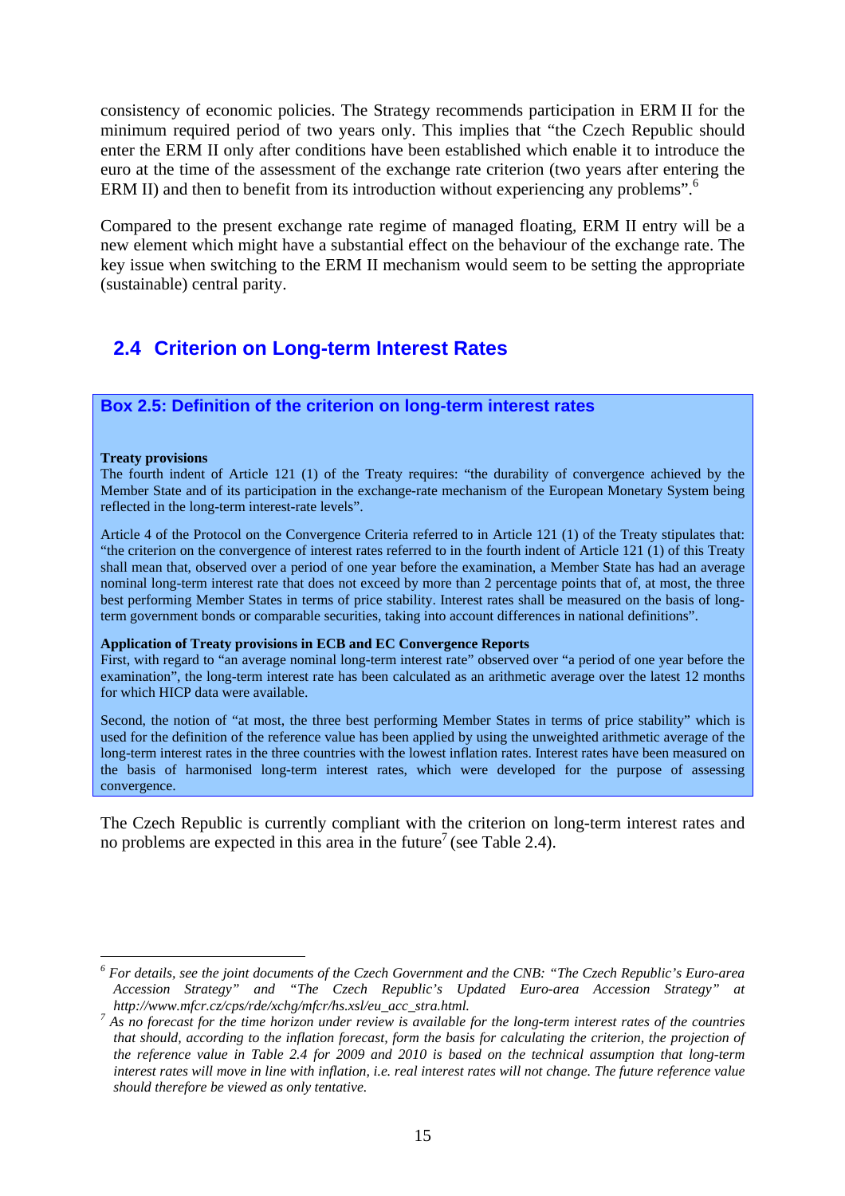consistency of economic policies. The Strategy recommends participation in ERM II for the minimum required period of two years only. This implies that "the Czech Republic should enter the ERM II only after conditions have been established which enable it to introduce the euro at the time of the assessment of the exchange rate criterion (two years after entering the ERM II) and then to benefit from its introduction without experiencing any problems".[6]

Compared to the present exchange rate regime of managed floating, ERM II entry will be a new element which might have a substantial effect on the behaviour of the exchange rate. The key issue when switching to the ERM II mechanism would seem to be setting the appropriate (sustainable) central parity.

## 2.4 Criterion on Long-term Interest Rates

### Box 2.5: Definition of the criterion on long-term interest rates

**Treaty provisions**

The fourth indent of Article 121 (1) of the Treaty requires: "the durability of convergence achieved by the Member State and of its participation in the exchange-rate mechanism of the European Monetary System being reflected in the long-term interest-rate levels".

Article 4 of the Protocol on the Convergence Criteria referred to in Article 121 (1) of the Treaty stipulates that: "the criterion on the convergence of interest rates referred to in the fourth indent of Article 121 (1) of this Treaty shall mean that, observed over a period of one year before the examination, a Member State has had an average nominal long-term interest rate that does not exceed by more than 2 percentage points that of, at most, the three best performing Member States in terms of price stability. Interest rates shall be measured on the basis of long-term government bonds or comparable securities, taking into account differences in national definitions".

**Application of Treaty provisions in ECB and EC Convergence Reports**

First, with regard to "an average nominal long-term interest rate" observed over "a period of one year before the examination", the long-term interest rate has been calculated as an arithmetic average over the latest 12 months for which HICP data were available.

Second, the notion of "at most, the three best performing Member States in terms of price stability" which is used for the definition of the reference value has been applied by using the unweighted arithmetic average of the long-term interest rates in the three countries with the lowest inflation rates. Interest rates have been measured on the basis of harmonised long-term interest rates, which were developed for the purpose of assessing convergence.

The Czech Republic is currently compliant with the criterion on long-term interest rates and no problems are expected in this area in the future[7] (see Table 2.4).

---

[6] *For details, see the joint documents of the Czech Government and the CNB: "The Czech Republic's Euro-area Accession Strategy" and "The Czech Republic's Updated Euro-area Accession Strategy" at http://www.mfcr.cz/cps/rde/xchg/mfcr/hs.xsl/eu_acc_stra.html.*

[7] *As no forecast for the time horizon under review is available for the long-term interest rates of the countries that should, according to the inflation forecast, form the basis for calculating the criterion, the projection of the reference value in Table 2.4 for 2009 and 2010 is based on the technical assumption that long-term interest rates will move in line with inflation, i.e. real interest rates will not change. The future reference value should therefore be viewed as only tentative.*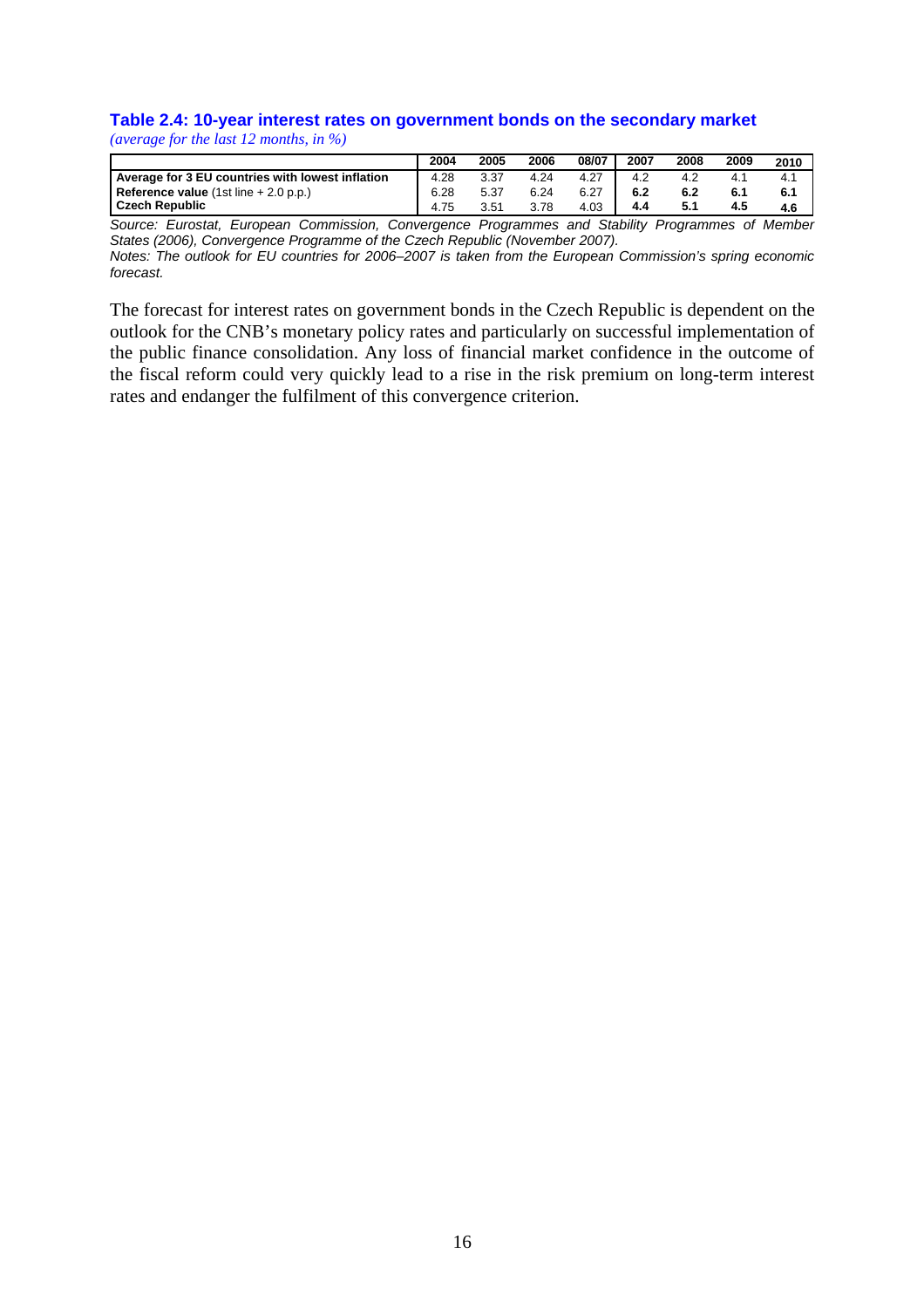**Table 2.4: 10-year interest rates on government bonds on the secondary market**

*(average for the last 12 months, in %)*

| | 2004 | 2005 | 2006 | 08/07 | 2007 | 2008 | 2009 | 2010 |
|---|---|---|---|---|---|---|---|---|
| **Average for 3 EU countries with lowest inflation** | 4.28 | 3.37 | 4.24 | 4.27 | 4.2 | 4.2 | 4.1 | 4.1 |
| **Reference value** (1st line + 2.0 p.p.) | 6.28 | 5.37 | 6.24 | 6.27 | **6.2** | **6.2** | **6.1** | **6.1** |
| **Czech Republic** | 4.75 | 3.51 | 3.78 | 4.03 | **4.4** | **5.1** | **4.5** | **4.6** |

*Source: Eurostat, European Commission, Convergence Programmes and Stability Programmes of Member States (2006), Convergence Programme of the Czech Republic (November 2007).*

*Notes: The outlook for EU countries for 2006–2007 is taken from the European Commission's spring economic forecast.*

The forecast for interest rates on government bonds in the Czech Republic is dependent on the outlook for the CNB's monetary policy rates and particularly on successful implementation of the public finance consolidation. Any loss of financial market confidence in the outcome of the fiscal reform could very quickly lead to a rise in the risk premium on long-term interest rates and endanger the fulfilment of this convergence criterion.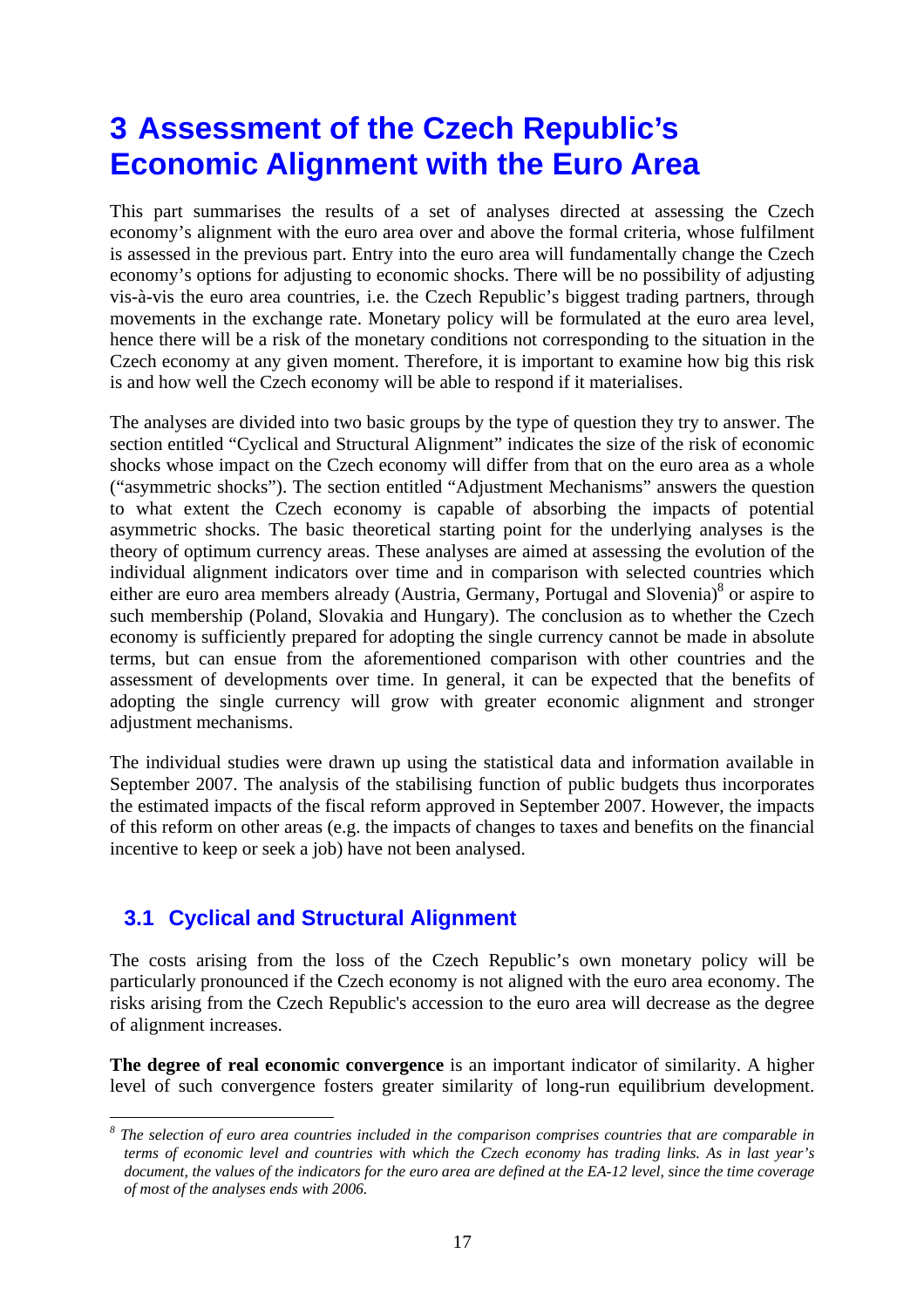# 3 Assessment of the Czech Republic's Economic Alignment with the Euro Area

This part summarises the results of a set of analyses directed at assessing the Czech economy's alignment with the euro area over and above the formal criteria, whose fulfilment is assessed in the previous part. Entry into the euro area will fundamentally change the Czech economy's options for adjusting to economic shocks. There will be no possibility of adjusting vis-à-vis the euro area countries, i.e. the Czech Republic's biggest trading partners, through movements in the exchange rate. Monetary policy will be formulated at the euro area level, hence there will be a risk of the monetary conditions not corresponding to the situation in the Czech economy at any given moment. Therefore, it is important to examine how big this risk is and how well the Czech economy will be able to respond if it materialises.

The analyses are divided into two basic groups by the type of question they try to answer. The section entitled "Cyclical and Structural Alignment" indicates the size of the risk of economic shocks whose impact on the Czech economy will differ from that on the euro area as a whole ("asymmetric shocks"). The section entitled "Adjustment Mechanisms" answers the question to what extent the Czech economy is capable of absorbing the impacts of potential asymmetric shocks. The basic theoretical starting point for the underlying analyses is the theory of optimum currency areas. These analyses are aimed at assessing the evolution of the individual alignment indicators over time and in comparison with selected countries which either are euro area members already (Austria, Germany, Portugal and Slovenia)[8] or aspire to such membership (Poland, Slovakia and Hungary). The conclusion as to whether the Czech economy is sufficiently prepared for adopting the single currency cannot be made in absolute terms, but can ensue from the aforementioned comparison with other countries and the assessment of developments over time. In general, it can be expected that the benefits of adopting the single currency will grow with greater economic alignment and stronger adjustment mechanisms.

The individual studies were drawn up using the statistical data and information available in September 2007. The analysis of the stabilising function of public budgets thus incorporates the estimated impacts of the fiscal reform approved in September 2007. However, the impacts of this reform on other areas (e.g. the impacts of changes to taxes and benefits on the financial incentive to keep or seek a job) have not been analysed.

## 3.1 Cyclical and Structural Alignment

The costs arising from the loss of the Czech Republic's own monetary policy will be particularly pronounced if the Czech economy is not aligned with the euro area economy. The risks arising from the Czech Republic's accession to the euro area will decrease as the degree of alignment increases.

**The degree of real economic convergence** is an important indicator of similarity. A higher level of such convergence fosters greater similarity of long-run equilibrium development.

---

[8] *The selection of euro area countries included in the comparison comprises countries that are comparable in terms of economic level and countries with which the Czech economy has trading links. As in last year's document, the values of the indicators for the euro area are defined at the EA-12 level, since the time coverage of most of the analyses ends with 2006.*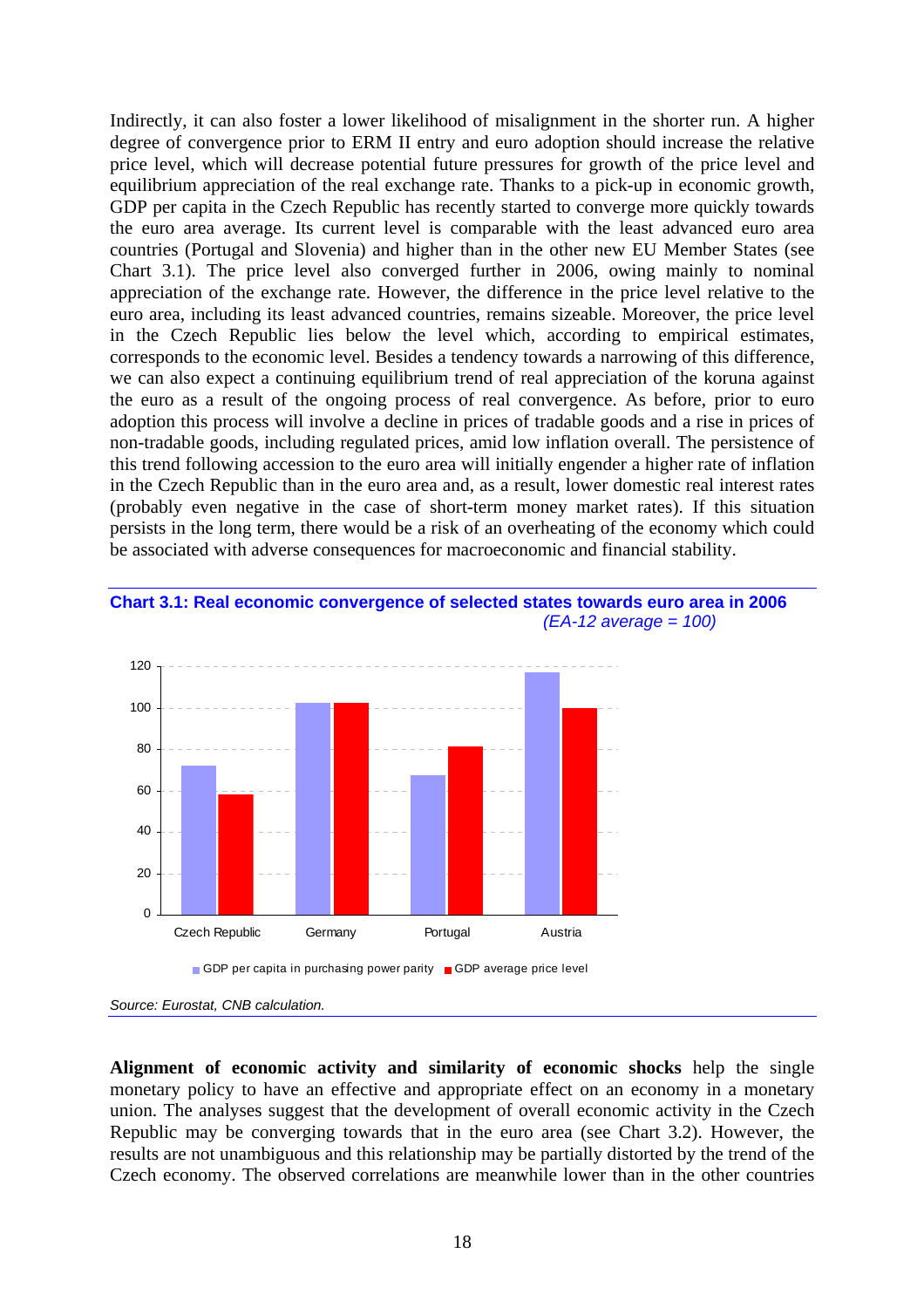Indirectly, it can also foster a lower likelihood of misalignment in the shorter run. A higher degree of convergence prior to ERM II entry and euro adoption should increase the relative price level, which will decrease potential future pressures for growth of the price level and equilibrium appreciation of the real exchange rate. Thanks to a pick-up in economic growth, GDP per capita in the Czech Republic has recently started to converge more quickly towards the euro area average. Its current level is comparable with the least advanced euro area countries (Portugal and Slovenia) and higher than in the other new EU Member States (see Chart 3.1). The price level also converged further in 2006, owing mainly to nominal appreciation of the exchange rate. However, the difference in the price level relative to the euro area, including its least advanced countries, remains sizeable. Moreover, the price level in the Czech Republic lies below the level which, according to empirical estimates, corresponds to the economic level. Besides a tendency towards a narrowing of this difference, we can also expect a continuing equilibrium trend of real appreciation of the koruna against the euro as a result of the ongoing process of real convergence. As before, prior to euro adoption this process will involve a decline in prices of tradable goods and a rise in prices of non-tradable goods, including regulated prices, amid low inflation overall. The persistence of this trend following accession to the euro area will initially engender a higher rate of inflation in the Czech Republic than in the euro area and, as a result, lower domestic real interest rates (probably even negative in the case of short-term money market rates). If this situation persists in the long term, there would be a risk of an overheating of the economy which could be associated with adverse consequences for macroeconomic and financial stability.

**Chart 3.1: Real economic convergence of selected states towards euro area in 2006**
*(EA-12 average = 100)*

| | GDP per capita in purchasing power parity | GDP average price level |
|---|---|---|
| Czech Republic | 72 | 58 |
| Germany | 103 | 103 |
| Portugal | 67 | 81 |
| Austria | 117 | 100 |

*Source: Eurostat, CNB calculation.*

**Alignment of economic activity and similarity of economic shocks** help the single monetary policy to have an effective and appropriate effect on an economy in a monetary union. The analyses suggest that the development of overall economic activity in the Czech Republic may be converging towards that in the euro area (see Chart 3.2). However, the results are not unambiguous and this relationship may be partially distorted by the trend of the Czech economy. The observed correlations are meanwhile lower than in the other countries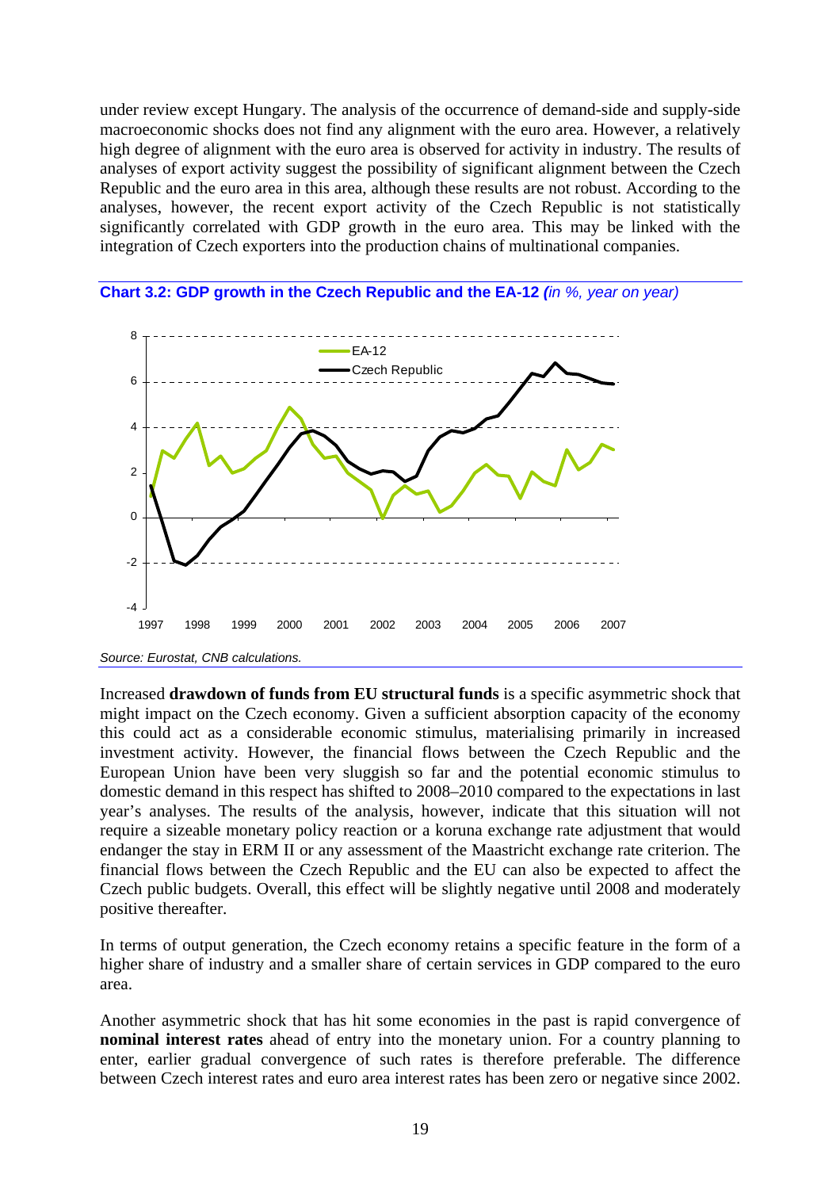under review except Hungary. The analysis of the occurrence of demand-side and supply-side macroeconomic shocks does not find any alignment with the euro area. However, a relatively high degree of alignment with the euro area is observed for activity in industry. The results of analyses of export activity suggest the possibility of significant alignment between the Czech Republic and the euro area in this area, although these results are not robust. According to the analyses, however, the recent export activity of the Czech Republic is not statistically significantly correlated with GDP growth in the euro area. This may be linked with the integration of Czech exporters into the production chains of multinational companies.

**Chart 3.2: GDP growth in the Czech Republic and the EA-12 *(in %, year on year)***

*Source: Eurostat, CNB calculations.*

Increased **drawdown of funds from EU structural funds** is a specific asymmetric shock that might impact on the Czech economy. Given a sufficient absorption capacity of the economy this could act as a considerable economic stimulus, materialising primarily in increased investment activity. However, the financial flows between the Czech Republic and the European Union have been very sluggish so far and the potential economic stimulus to domestic demand in this respect has shifted to 2008–2010 compared to the expectations in last year's analyses. The results of the analysis, however, indicate that this situation will not require a sizeable monetary policy reaction or a koruna exchange rate adjustment that would endanger the stay in ERM II or any assessment of the Maastricht exchange rate criterion. The financial flows between the Czech Republic and the EU can also be expected to affect the Czech public budgets. Overall, this effect will be slightly negative until 2008 and moderately positive thereafter.

In terms of output generation, the Czech economy retains a specific feature in the form of a higher share of industry and a smaller share of certain services in GDP compared to the euro area.

Another asymmetric shock that has hit some economies in the past is rapid convergence of **nominal interest rates** ahead of entry into the monetary union. For a country planning to enter, earlier gradual convergence of such rates is therefore preferable. The difference between Czech interest rates and euro area interest rates has been zero or negative since 2002.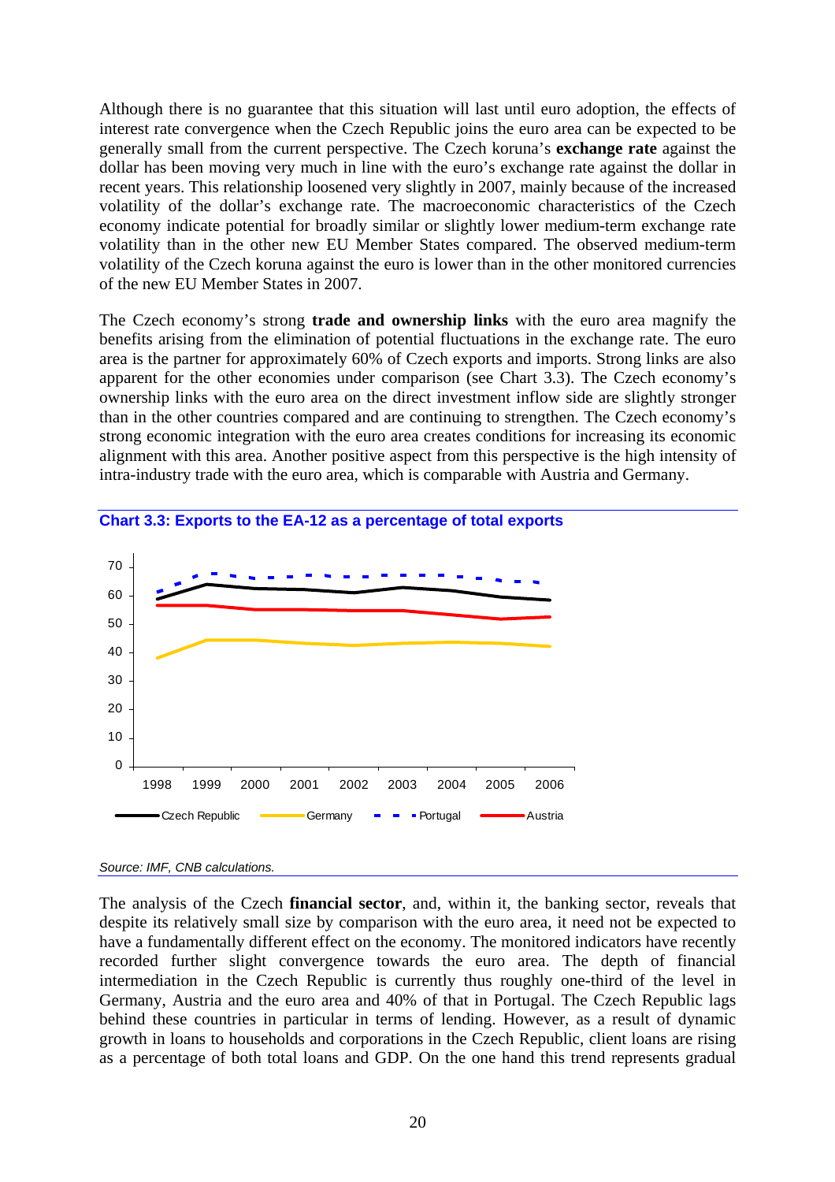Although there is no guarantee that this situation will last until euro adoption, the effects of interest rate convergence when the Czech Republic joins the euro area can be expected to be generally small from the current perspective. The Czech koruna's **exchange rate** against the dollar has been moving very much in line with the euro's exchange rate against the dollar in recent years. This relationship loosened very slightly in 2007, mainly because of the increased volatility of the dollar's exchange rate. The macroeconomic characteristics of the Czech economy indicate potential for broadly similar or slightly lower medium-term exchange rate volatility than in the other new EU Member States compared. The observed medium-term volatility of the Czech koruna against the euro is lower than in the other monitored currencies of the new EU Member States in 2007.

The Czech economy's strong **trade and ownership links** with the euro area magnify the benefits arising from the elimination of potential fluctuations in the exchange rate. The euro area is the partner for approximately 60% of Czech exports and imports. Strong links are also apparent for the other economies under comparison (see Chart 3.3). The Czech economy's ownership links with the euro area on the direct investment inflow side are slightly stronger than in the other countries compared and are continuing to strengthen. The Czech economy's strong economic integration with the euro area creates conditions for increasing its economic alignment with this area. Another positive aspect from this perspective is the high intensity of intra-industry trade with the euro area, which is comparable with Austria and Germany.

**Chart 3.3: Exports to the EA-12 as a percentage of total exports**

*Source: IMF, CNB calculations.*

The analysis of the Czech **financial sector**, and, within it, the banking sector, reveals that despite its relatively small size by comparison with the euro area, it need not be expected to have a fundamentally different effect on the economy. The monitored indicators have recently recorded further slight convergence towards the euro area. The depth of financial intermediation in the Czech Republic is currently thus roughly one-third of the level in Germany, Austria and the euro area and 40% of that in Portugal. The Czech Republic lags behind these countries in particular in terms of lending. However, as a result of dynamic growth in loans to households and corporations in the Czech Republic, client loans are rising as a percentage of both total loans and GDP. On the one hand this trend represents gradual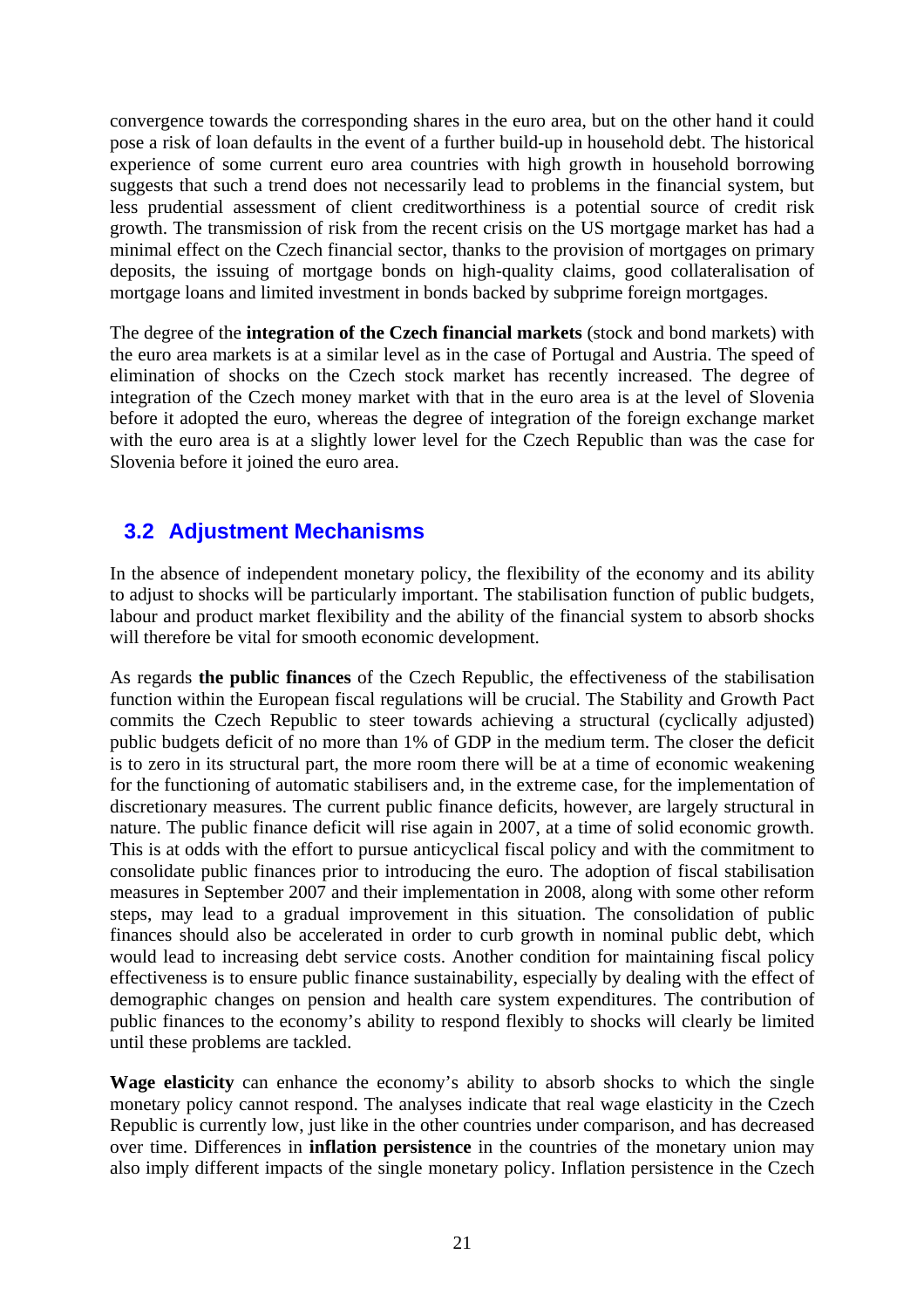convergence towards the corresponding shares in the euro area, but on the other hand it could pose a risk of loan defaults in the event of a further build-up in household debt. The historical experience of some current euro area countries with high growth in household borrowing suggests that such a trend does not necessarily lead to problems in the financial system, but less prudential assessment of client creditworthiness is a potential source of credit risk growth. The transmission of risk from the recent crisis on the US mortgage market has had a minimal effect on the Czech financial sector, thanks to the provision of mortgages on primary deposits, the issuing of mortgage bonds on high-quality claims, good collateralisation of mortgage loans and limited investment in bonds backed by subprime foreign mortgages.

The degree of the **integration of the Czech financial markets** (stock and bond markets) with the euro area markets is at a similar level as in the case of Portugal and Austria. The speed of elimination of shocks on the Czech stock market has recently increased. The degree of integration of the Czech money market with that in the euro area is at the level of Slovenia before it adopted the euro, whereas the degree of integration of the foreign exchange market with the euro area is at a slightly lower level for the Czech Republic than was the case for Slovenia before it joined the euro area.

## 3.2 Adjustment Mechanisms

In the absence of independent monetary policy, the flexibility of the economy and its ability to adjust to shocks will be particularly important. The stabilisation function of public budgets, labour and product market flexibility and the ability of the financial system to absorb shocks will therefore be vital for smooth economic development.

As regards **the public finances** of the Czech Republic, the effectiveness of the stabilisation function within the European fiscal regulations will be crucial. The Stability and Growth Pact commits the Czech Republic to steer towards achieving a structural (cyclically adjusted) public budgets deficit of no more than 1% of GDP in the medium term. The closer the deficit is to zero in its structural part, the more room there will be at a time of economic weakening for the functioning of automatic stabilisers and, in the extreme case, for the implementation of discretionary measures. The current public finance deficits, however, are largely structural in nature. The public finance deficit will rise again in 2007, at a time of solid economic growth. This is at odds with the effort to pursue anticyclical fiscal policy and with the commitment to consolidate public finances prior to introducing the euro. The adoption of fiscal stabilisation measures in September 2007 and their implementation in 2008, along with some other reform steps, may lead to a gradual improvement in this situation. The consolidation of public finances should also be accelerated in order to curb growth in nominal public debt, which would lead to increasing debt service costs. Another condition for maintaining fiscal policy effectiveness is to ensure public finance sustainability, especially by dealing with the effect of demographic changes on pension and health care system expenditures. The contribution of public finances to the economy's ability to respond flexibly to shocks will clearly be limited until these problems are tackled.

**Wage elasticity** can enhance the economy's ability to absorb shocks to which the single monetary policy cannot respond. The analyses indicate that real wage elasticity in the Czech Republic is currently low, just like in the other countries under comparison, and has decreased over time. Differences in **inflation persistence** in the countries of the monetary union may also imply different impacts of the single monetary policy. Inflation persistence in the Czech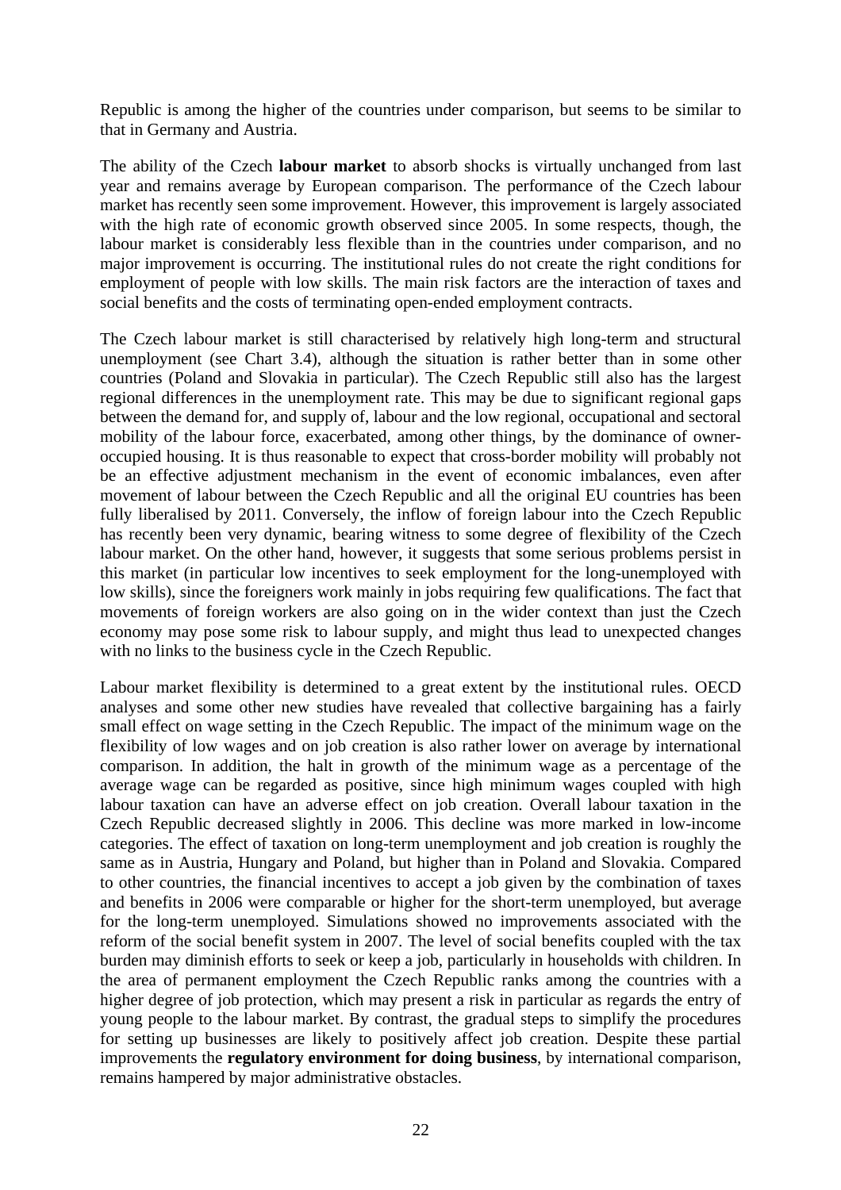Republic is among the higher of the countries under comparison, but seems to be similar to that in Germany and Austria.

The ability of the Czech **labour market** to absorb shocks is virtually unchanged from last year and remains average by European comparison. The performance of the Czech labour market has recently seen some improvement. However, this improvement is largely associated with the high rate of economic growth observed since 2005. In some respects, though, the labour market is considerably less flexible than in the countries under comparison, and no major improvement is occurring. The institutional rules do not create the right conditions for employment of people with low skills. The main risk factors are the interaction of taxes and social benefits and the costs of terminating open-ended employment contracts.

The Czech labour market is still characterised by relatively high long-term and structural unemployment (see Chart 3.4), although the situation is rather better than in some other countries (Poland and Slovakia in particular). The Czech Republic still also has the largest regional differences in the unemployment rate. This may be due to significant regional gaps between the demand for, and supply of, labour and the low regional, occupational and sectoral mobility of the labour force, exacerbated, among other things, by the dominance of owner-occupied housing. It is thus reasonable to expect that cross-border mobility will probably not be an effective adjustment mechanism in the event of economic imbalances, even after movement of labour between the Czech Republic and all the original EU countries has been fully liberalised by 2011. Conversely, the inflow of foreign labour into the Czech Republic has recently been very dynamic, bearing witness to some degree of flexibility of the Czech labour market. On the other hand, however, it suggests that some serious problems persist in this market (in particular low incentives to seek employment for the long-unemployed with low skills), since the foreigners work mainly in jobs requiring few qualifications. The fact that movements of foreign workers are also going on in the wider context than just the Czech economy may pose some risk to labour supply, and might thus lead to unexpected changes with no links to the business cycle in the Czech Republic.

Labour market flexibility is determined to a great extent by the institutional rules. OECD analyses and some other new studies have revealed that collective bargaining has a fairly small effect on wage setting in the Czech Republic. The impact of the minimum wage on the flexibility of low wages and on job creation is also rather lower on average by international comparison. In addition, the halt in growth of the minimum wage as a percentage of the average wage can be regarded as positive, since high minimum wages coupled with high labour taxation can have an adverse effect on job creation. Overall labour taxation in the Czech Republic decreased slightly in 2006. This decline was more marked in low-income categories. The effect of taxation on long-term unemployment and job creation is roughly the same as in Austria, Hungary and Poland, but higher than in Poland and Slovakia. Compared to other countries, the financial incentives to accept a job given by the combination of taxes and benefits in 2006 were comparable or higher for the short-term unemployed, but average for the long-term unemployed. Simulations showed no improvements associated with the reform of the social benefit system in 2007. The level of social benefits coupled with the tax burden may diminish efforts to seek or keep a job, particularly in households with children. In the area of permanent employment the Czech Republic ranks among the countries with a higher degree of job protection, which may present a risk in particular as regards the entry of young people to the labour market. By contrast, the gradual steps to simplify the procedures for setting up businesses are likely to positively affect job creation. Despite these partial improvements the **regulatory environment for doing business**, by international comparison, remains hampered by major administrative obstacles.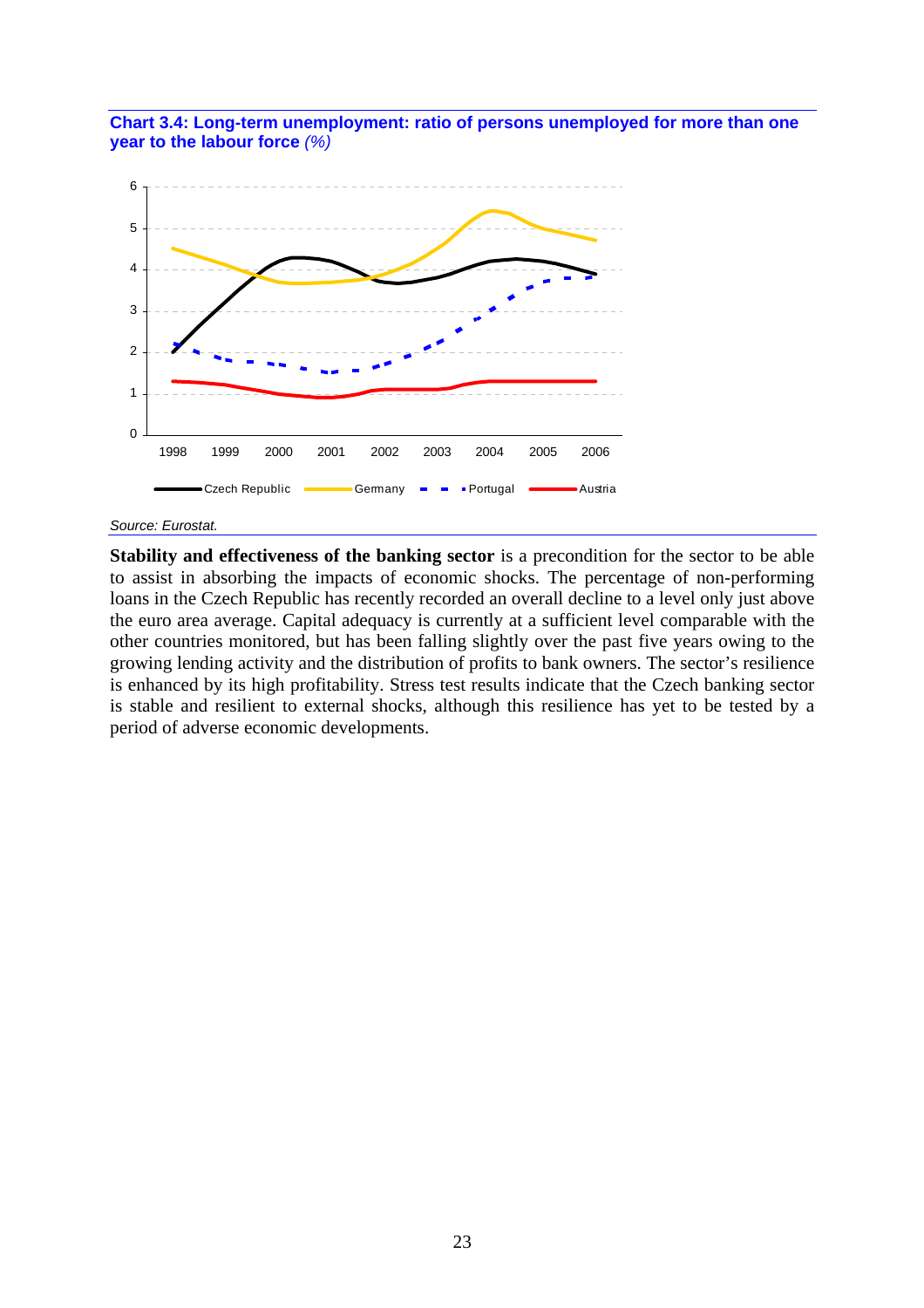**Chart 3.4: Long-term unemployment: ratio of persons unemployed for more than one year to the labour force** *(%)*

6
5
4
3
2
1
0

1998 1999 2000 2001 2002 2003 2004 2005 2006

Czech Republic Germany Portugal Austria

*Source: Eurostat.*

**Stability and effectiveness of the banking sector** is a precondition for the sector to be able to assist in absorbing the impacts of economic shocks. The percentage of non-performing loans in the Czech Republic has recently recorded an overall decline to a level only just above the euro area average. Capital adequacy is currently at a sufficient level comparable with the other countries monitored, but has been falling slightly over the past five years owing to the growing lending activity and the distribution of profits to bank owners. The sector's resilience is enhanced by its high profitability. Stress test results indicate that the Czech banking sector is stable and resilient to external shocks, although this resilience has yet to be tested by a period of adverse economic developments.